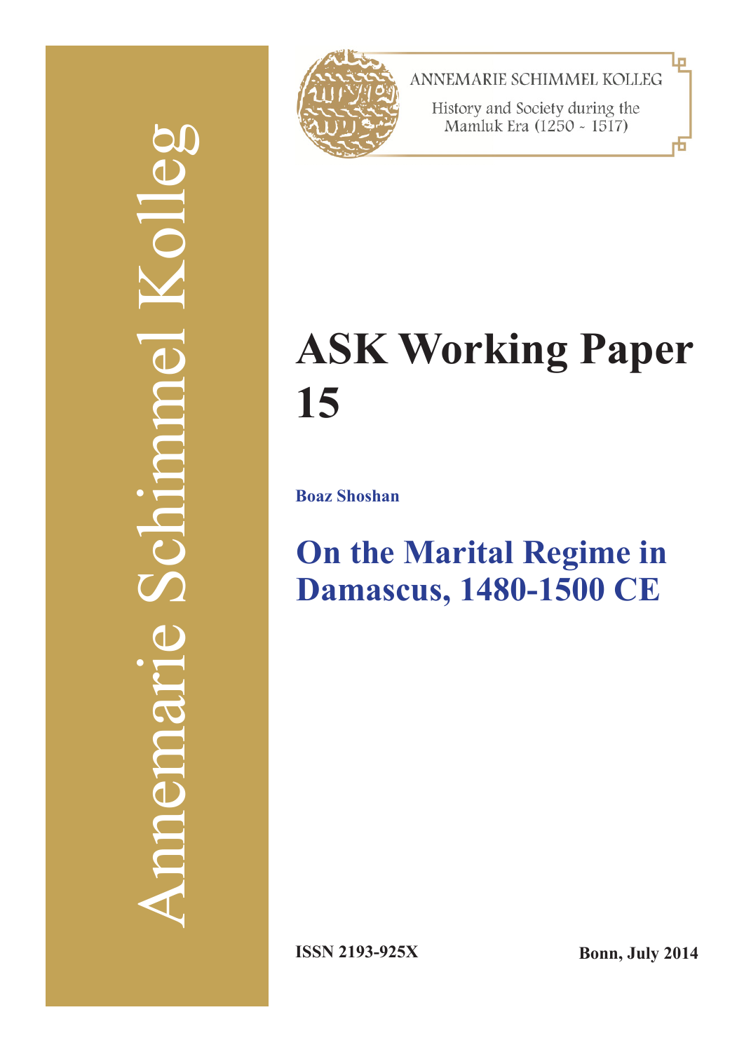Annemarie Schimmel Kolleg

ANNEMARIE SCHIMMEL KOLLEG

History and Society during the Mamluk Era (1250 - 1517)

# ASK Working Paper 15

**Boaz Shoshan**

## On the Marital Regime in Damascus, 1480-1500 CE

**ISSN 2193-925X**

**Bonn, July 2014**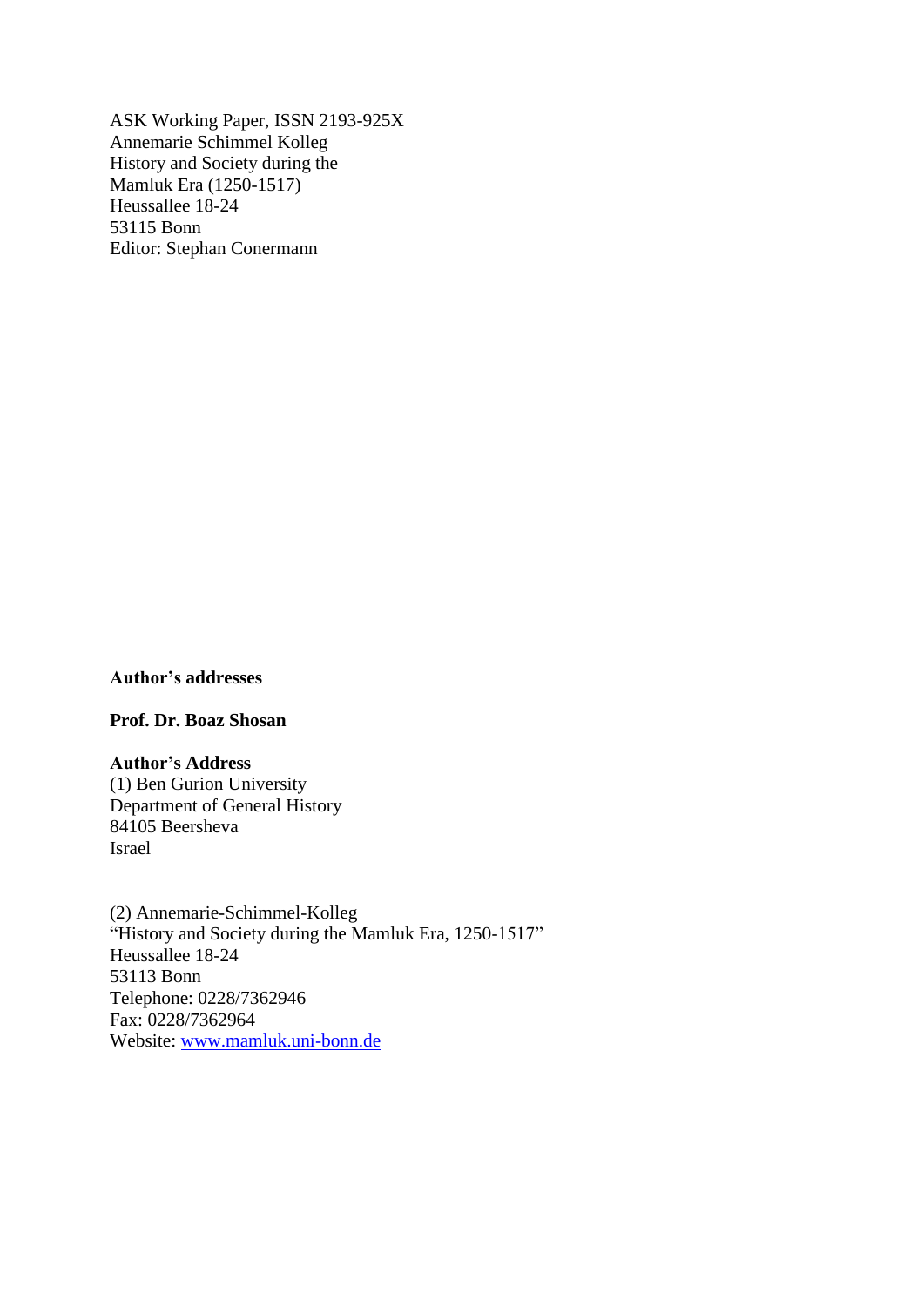ASK Working Paper, ISSN 2193-925X
Annemarie Schimmel Kolleg
History and Society during the
Mamluk Era (1250-1517)
Heussallee 18-24
53115 Bonn
Editor: Stephan Conermann

**Author's addresses**

**Prof. Dr. Boaz Shosan**

**Author's Address**
(1) Ben Gurion University
Department of General History
84105 Beersheva
Israel

(2) Annemarie-Schimmel-Kolleg
"History and Society during the Mamluk Era, 1250-1517"
Heussallee 18-24
53113 Bonn
Telephone: 0228/7362946
Fax: 0228/7362964
Website: [www.mamluk.uni-bonn.de](www.mamluk.uni-bonn.de)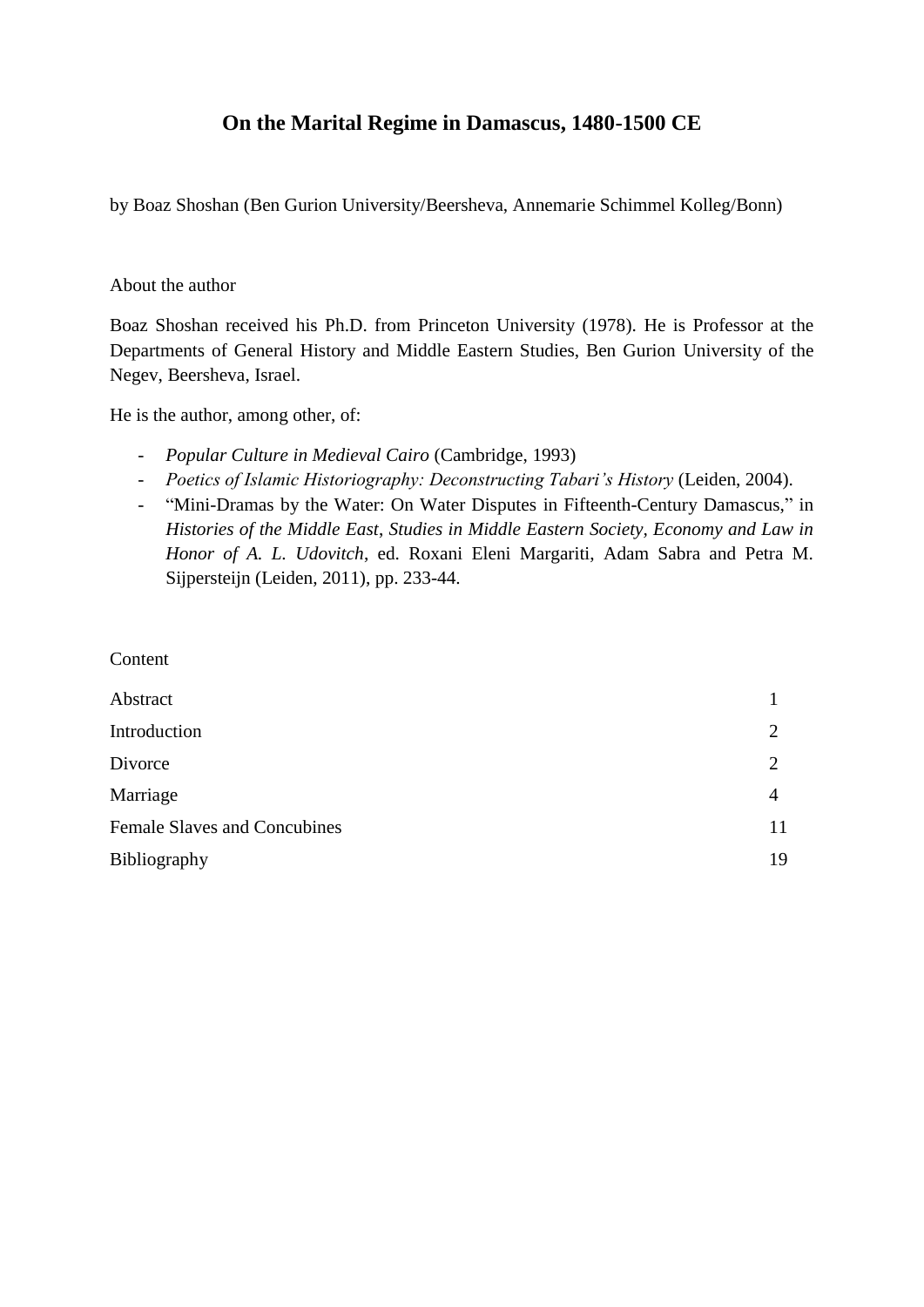# On the Marital Regime in Damascus, 1480-1500 CE

by Boaz Shoshan (Ben Gurion University/Beersheva, Annemarie Schimmel Kolleg/Bonn)

About the author

Boaz Shoshan received his Ph.D. from Princeton University (1978). He is Professor at the Departments of General History and Middle Eastern Studies, Ben Gurion University of the Negev, Beersheva, Israel.

He is the author, among other, of:

- *Popular Culture in Medieval Cairo* (Cambridge, 1993)
- *Poetics of Islamic Historiography: Deconstructing Tabari's History* (Leiden, 2004).
- "Mini-Dramas by the Water: On Water Disputes in Fifteenth-Century Damascus," in *Histories of the Middle East, Studies in Middle Eastern Society, Economy and Law in Honor of A. L. Udovitch*, ed. Roxani Eleni Margariti, Adam Sabra and Petra M. Sijpersteijn (Leiden, 2011), pp. 233-44.

Content

| | |
|---|---|
| Abstract | 1 |
| Introduction | 2 |
| Divorce | 2 |
| Marriage | 4 |
| Female Slaves and Concubines | 11 |
| Bibliography | 19 |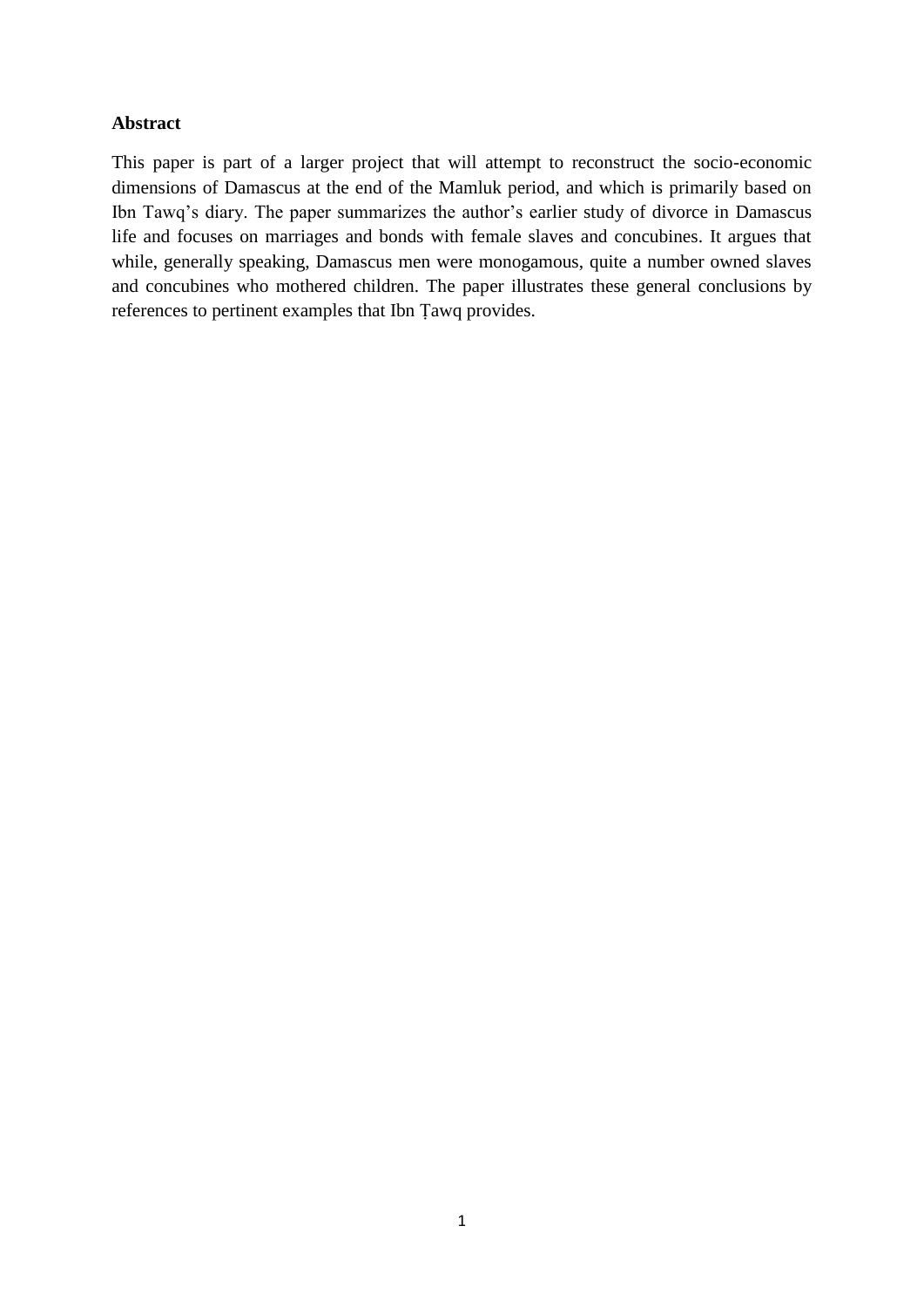**Abstract**

This paper is part of a larger project that will attempt to reconstruct the socio-economic dimensions of Damascus at the end of the Mamluk period, and which is primarily based on Ibn Tawq's diary. The paper summarizes the author's earlier study of divorce in Damascus life and focuses on marriages and bonds with female slaves and concubines. It argues that while, generally speaking, Damascus men were monogamous, quite a number owned slaves and concubines who mothered children. The paper illustrates these general conclusions by references to pertinent examples that Ibn Ṭawq provides.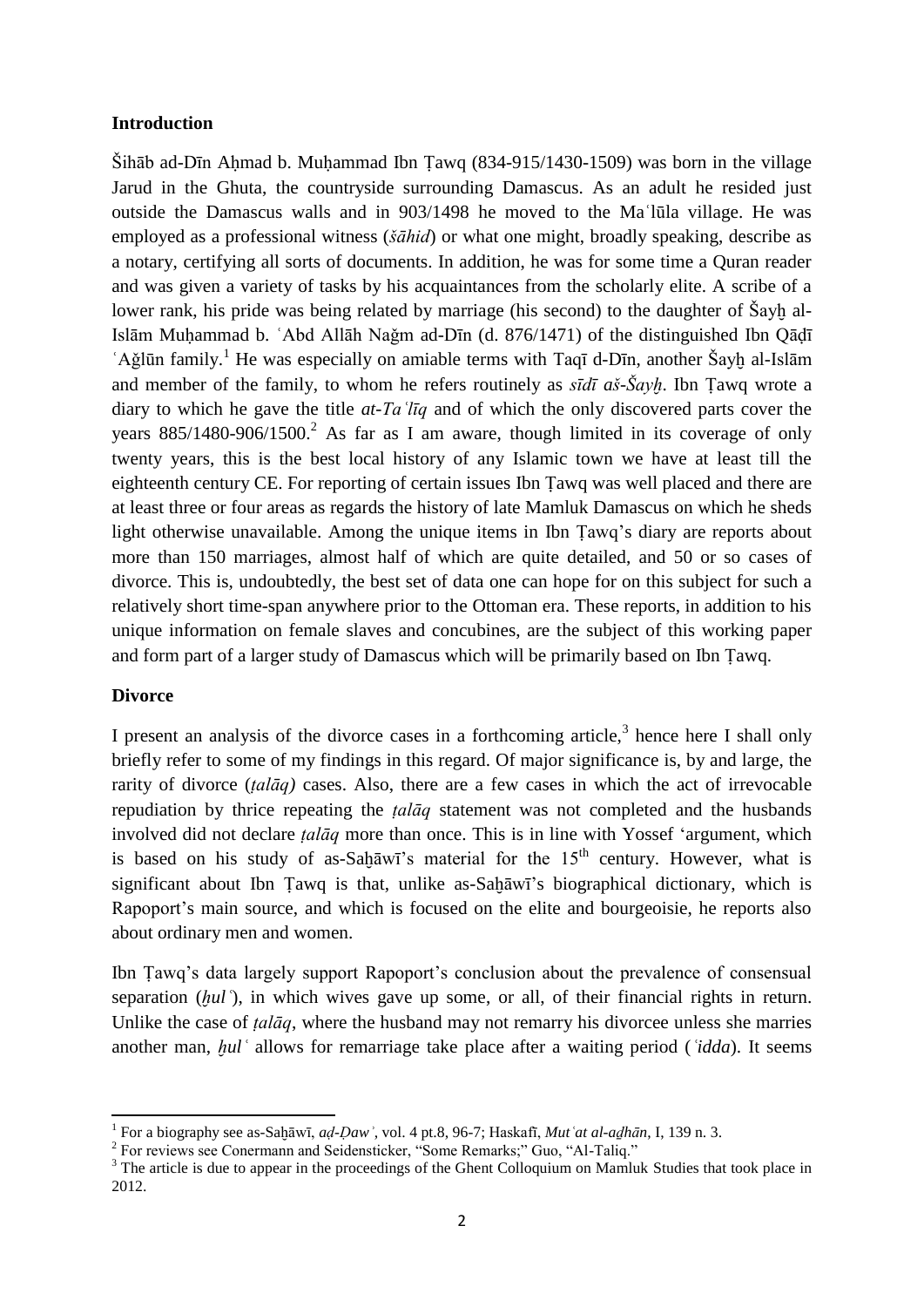## Introduction

Šihāb ad-Dīn Aḥmad b. Muḥammad Ibn Ṭawq (834-915/1430-1509) was born in the village Jarud in the Ghuta, the countryside surrounding Damascus. As an adult he resided just outside the Damascus walls and in 903/1498 he moved to the Maʿlūla village. He was employed as a professional witness (*šāhid*) or what one might, broadly speaking, describe as a notary, certifying all sorts of documents. In addition, he was for some time a Quran reader and was given a variety of tasks by his acquaintances from the scholarly elite. A scribe of a lower rank, his pride was being related by marriage (his second) to the daughter of Šayḫ al-Islām Muḥammad b. ʿAbd Allāh Naǧm ad-Dīn (d. 876/1471) of the distinguished Ibn Qāḍī ʿAǧlūn family.[1] He was especially on amiable terms with Taqī d-Dīn, another Šayḫ al-Islām and member of the family, to whom he refers routinely as *sīdī aš-Šayḫ*. Ibn Ṭawq wrote a diary to which he gave the title *at-Taʿlīq* and of which the only discovered parts cover the years 885/1480-906/1500.[2] As far as I am aware, though limited in its coverage of only twenty years, this is the best local history of any Islamic town we have at least till the eighteenth century CE. For reporting of certain issues Ibn Ṭawq was well placed and there are at least three or four areas as regards the history of late Mamluk Damascus on which he sheds light otherwise unavailable. Among the unique items in Ibn Ṭawq's diary are reports about more than 150 marriages, almost half of which are quite detailed, and 50 or so cases of divorce. This is, undoubtedly, the best set of data one can hope for on this subject for such a relatively short time-span anywhere prior to the Ottoman era. These reports, in addition to his unique information on female slaves and concubines, are the subject of this working paper and form part of a larger study of Damascus which will be primarily based on Ibn Ṭawq.

## Divorce

I present an analysis of the divorce cases in a forthcoming article,[3] hence here I shall only briefly refer to some of my findings in this regard. Of major significance is, by and large, the rarity of divorce (*ṭalāq)* cases. Also, there are a few cases in which the act of irrevocable repudiation by thrice repeating the *ṭalāq* statement was not completed and the husbands involved did not declare *ṭalāq* more than once. This is in line with Yossef 'argument, which is based on his study of as-Saḫāwī's material for the 15th century. However, what is significant about Ibn Ṭawq is that, unlike as-Saḫāwī's biographical dictionary, which is Rapoport's main source, and which is focused on the elite and bourgeoisie, he reports also about ordinary men and women.

Ibn Ṭawq's data largely support Rapoport's conclusion about the prevalence of consensual separation (*ḫulʿ*), in which wives gave up some, or all, of their financial rights in return. Unlike the case of *ṭalāq*, where the husband may not remarry his divorcee unless she marries another man, *ḫulʿ* allows for remarriage take place after a waiting period (*ʿidda*). It seems

[1] For a biography see as-Saḫāwī, *aḍ-Ḍawʾ*, vol. 4 pt.8, 96-7; Haskafī, *Mutʿat al-aḏhān*, I, 139 n. 3.

[2] For reviews see Conermann and Seidensticker, "Some Remarks;" Guo, "Al-Taliq."

[3] The article is due to appear in the proceedings of the Ghent Colloquium on Mamluk Studies that took place in 2012.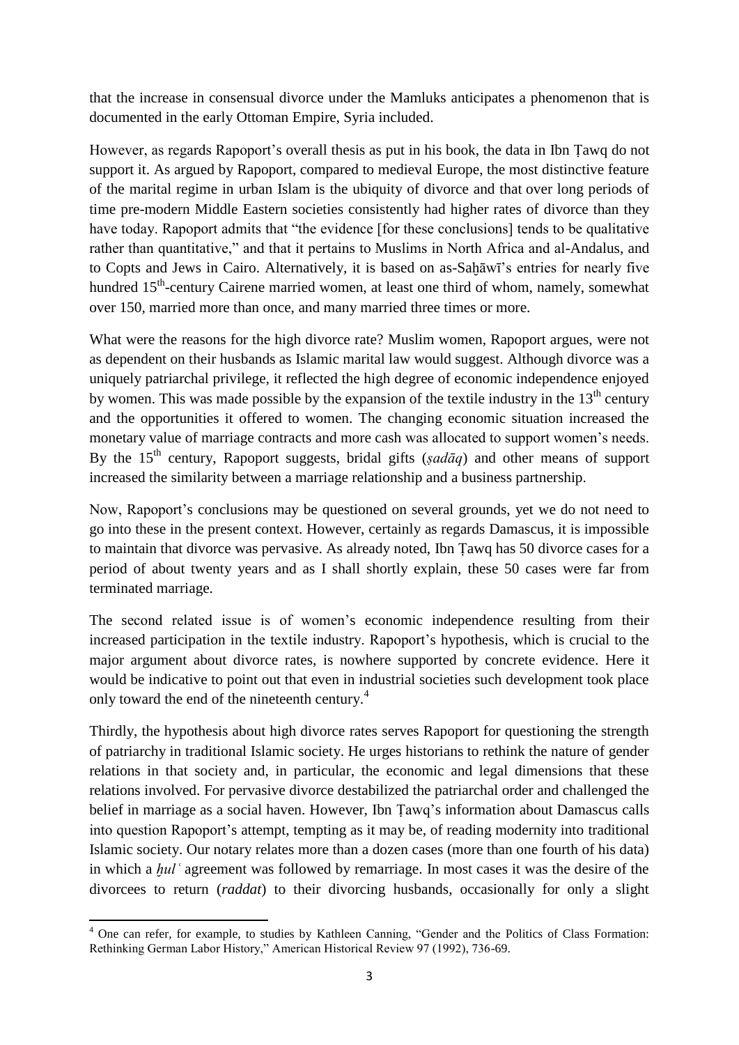that the increase in consensual divorce under the Mamluks anticipates a phenomenon that is documented in the early Ottoman Empire, Syria included.

However, as regards Rapoport's overall thesis as put in his book, the data in Ibn Ṭawq do not support it. As argued by Rapoport, compared to medieval Europe, the most distinctive feature of the marital regime in urban Islam is the ubiquity of divorce and that over long periods of time pre-modern Middle Eastern societies consistently had higher rates of divorce than they have today. Rapoport admits that "the evidence [for these conclusions] tends to be qualitative rather than quantitative," and that it pertains to Muslims in North Africa and al-Andalus, and to Copts and Jews in Cairo. Alternatively, it is based on as-Saḫāwī's entries for nearly five hundred 15th-century Cairene married women, at least one third of whom, namely, somewhat over 150, married more than once, and many married three times or more.

What were the reasons for the high divorce rate? Muslim women, Rapoport argues, were not as dependent on their husbands as Islamic marital law would suggest. Although divorce was a uniquely patriarchal privilege, it reflected the high degree of economic independence enjoyed by women. This was made possible by the expansion of the textile industry in the 13th century and the opportunities it offered to women. The changing economic situation increased the monetary value of marriage contracts and more cash was allocated to support women's needs. By the 15th century, Rapoport suggests, bridal gifts (*ṣadāq*) and other means of support increased the similarity between a marriage relationship and a business partnership.

Now, Rapoport's conclusions may be questioned on several grounds, yet we do not need to go into these in the present context. However, certainly as regards Damascus, it is impossible to maintain that divorce was pervasive. As already noted, Ibn Ṭawq has 50 divorce cases for a period of about twenty years and as I shall shortly explain, these 50 cases were far from terminated marriage.

The second related issue is of women's economic independence resulting from their increased participation in the textile industry. Rapoport's hypothesis, which is crucial to the major argument about divorce rates, is nowhere supported by concrete evidence. Here it would be indicative to point out that even in industrial societies such development took place only toward the end of the nineteenth century.[4]

Thirdly, the hypothesis about high divorce rates serves Rapoport for questioning the strength of patriarchy in traditional Islamic society. He urges historians to rethink the nature of gender relations in that society and, in particular, the economic and legal dimensions that these relations involved. For pervasive divorce destabilized the patriarchal order and challenged the belief in marriage as a social haven. However, Ibn Ṭawq's information about Damascus calls into question Rapoport's attempt, tempting as it may be, of reading modernity into traditional Islamic society. Our notary relates more than a dozen cases (more than one fourth of his data) in which a *ḫulʿ* agreement was followed by remarriage. In most cases it was the desire of the divorcees to return (*raddat*) to their divorcing husbands, occasionally for only a slight

[4] One can refer, for example, to studies by Kathleen Canning, "Gender and the Politics of Class Formation: Rethinking German Labor History," American Historical Review 97 (1992), 736-69.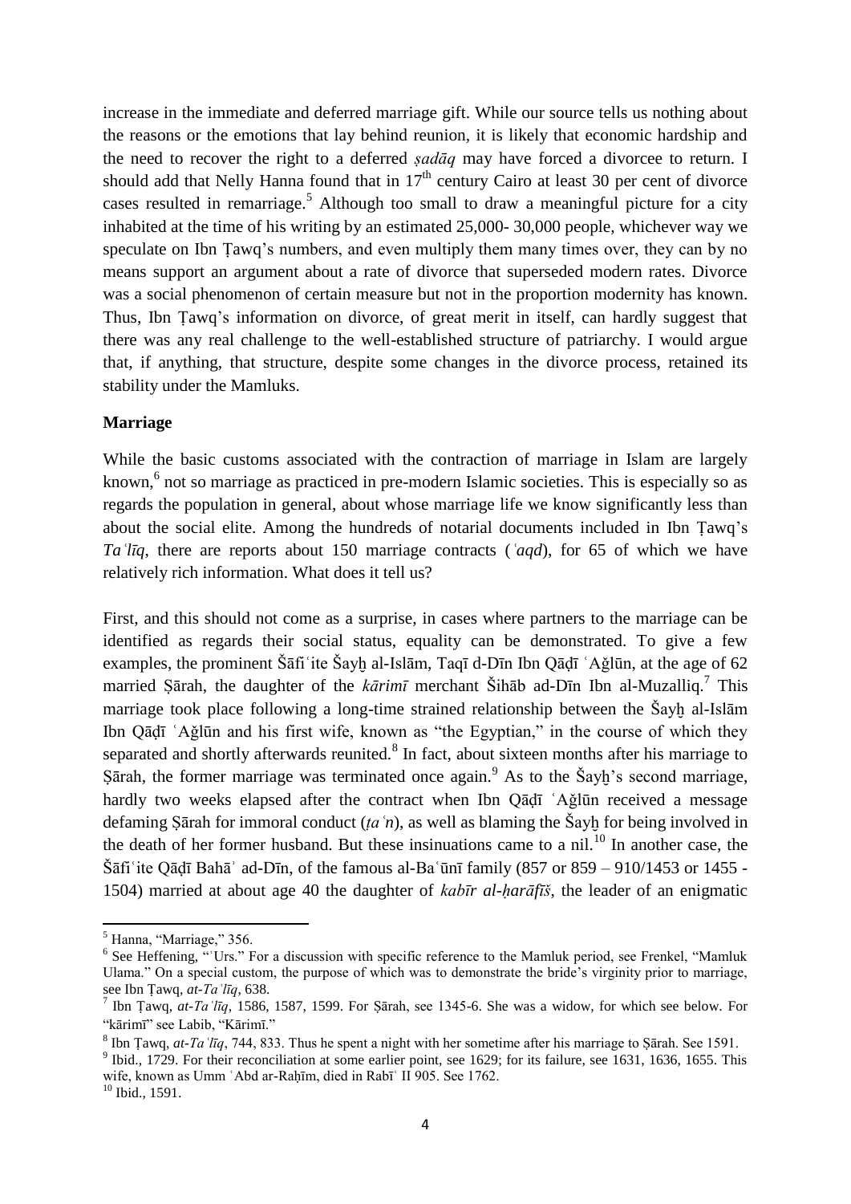increase in the immediate and deferred marriage gift. While our source tells us nothing about the reasons or the emotions that lay behind reunion, it is likely that economic hardship and the need to recover the right to a deferred *ṣadāq* may have forced a divorcee to return. I should add that Nelly Hanna found that in 17th century Cairo at least 30 per cent of divorce cases resulted in remarriage.[5] Although too small to draw a meaningful picture for a city inhabited at the time of his writing by an estimated 25,000- 30,000 people, whichever way we speculate on Ibn Ṭawq's numbers, and even multiply them many times over, they can by no means support an argument about a rate of divorce that superseded modern rates. Divorce was a social phenomenon of certain measure but not in the proportion modernity has known. Thus, Ibn Ṭawq's information on divorce, of great merit in itself, can hardly suggest that there was any real challenge to the well-established structure of patriarchy. I would argue that, if anything, that structure, despite some changes in the divorce process, retained its stability under the Mamluks.

**Marriage**

While the basic customs associated with the contraction of marriage in Islam are largely known,[6] not so marriage as practiced in pre-modern Islamic societies. This is especially so as regards the population in general, about whose marriage life we know significantly less than about the social elite. Among the hundreds of notarial documents included in Ibn Ṭawq's *Taʿlīq*, there are reports about 150 marriage contracts (*ʿaqd*), for 65 of which we have relatively rich information. What does it tell us?

First, and this should not come as a surprise, in cases where partners to the marriage can be identified as regards their social status, equality can be demonstrated. To give a few examples, the prominent Šāfiʿite Šayḫ al-Islām, Taqī d-Dīn Ibn Qāḍī ʿAǧlūn, at the age of 62 married Ṣārah, the daughter of the *kārimī* merchant Šihāb ad-Dīn Ibn al-Muzalliq.[7] This marriage took place following a long-time strained relationship between the Šayḫ al-Islām Ibn Qāḍī ʿAǧlūn and his first wife, known as "the Egyptian," in the course of which they separated and shortly afterwards reunited.[8] In fact, about sixteen months after his marriage to Ṣārah, the former marriage was terminated once again.[9] As to the Šayḫ's second marriage, hardly two weeks elapsed after the contract when Ibn Qāḍī ʿAǧlūn received a message defaming Ṣārah for immoral conduct (*ṭaʿn*), as well as blaming the Šayḫ for being involved in the death of her former husband. But these insinuations came to a nil.[10] In another case, the Šāfiʿite Qāḍī Bahāʾ ad-Dīn, of the famous al-Baʿūnī family (857 or 859 – 910/1453 or 1455 - 1504) married at about age 40 the daughter of *kabīr al-ḥarāfīš*, the leader of an enigmatic

---

[5] Hanna, "Marriage," 356.

[6] See Heffening, "ʿUrs." For a discussion with specific reference to the Mamluk period, see Frenkel, "Mamluk Ulama." On a special custom, the purpose of which was to demonstrate the bride's virginity prior to marriage, see Ibn Ṭawq, *at-Taʿlīq*, 638.

[7] Ibn Ṭawq, *at-Taʿlīq*, 1586, 1587, 1599. For Ṣārah, see 1345-6. She was a widow, for which see below. For "kārimī" see Labib, "Kārimī."

[8] Ibn Ṭawq, *at-Taʿlīq*, 744, 833. Thus he spent a night with her sometime after his marriage to Ṣārah. See 1591.

[9] Ibid., 1729. For their reconciliation at some earlier point, see 1629; for its failure, see 1631, 1636, 1655. This wife, known as Umm ʿAbd ar-Raḥīm, died in Rabīʿ II 905. See 1762.

[10] Ibid., 1591.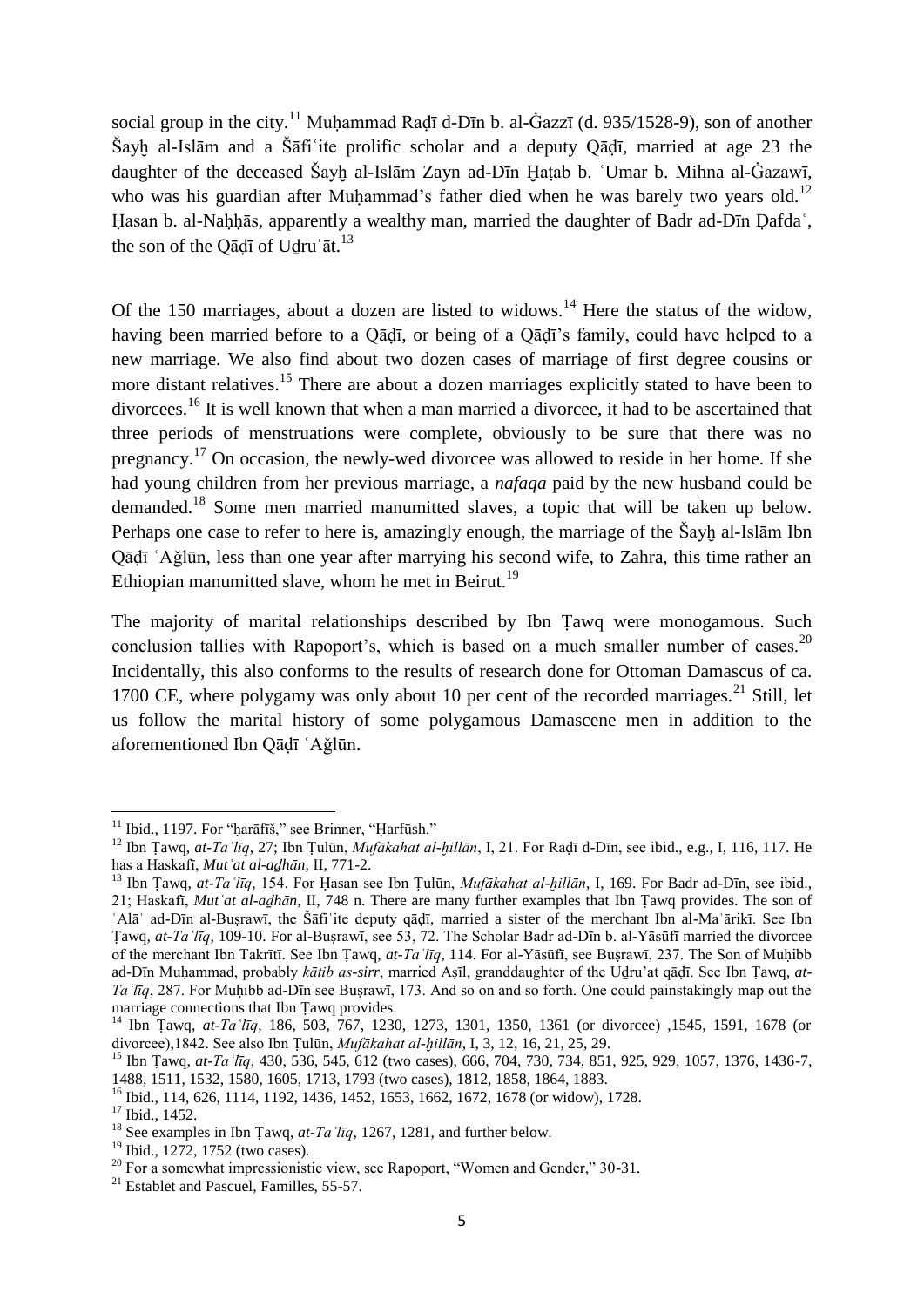social group in the city.[11] Muḥammad Raḍī d-Dīn b. al-Ġazzī (d. 935/1528-9), son of another Šayḫ al-Islām and a Šāfiʿite prolific scholar and a deputy Qāḍī, married at age 23 the daughter of the deceased Šayḫ al-Islām Zayn ad-Dīn Ḫaṭab b. ʿUmar b. Mihna al-Ġazawī, who was his guardian after Muḥammad's father died when he was barely two years old.[12] Ḥasan b. al-Naḥḥās, apparently a wealthy man, married the daughter of Badr ad-Dīn Ḍafdaʿ, the son of the Qāḍī of Uḏruʿāt.[13]

Of the 150 marriages, about a dozen are listed to widows.[14] Here the status of the widow, having been married before to a Qāḍī, or being of a Qāḍī's family, could have helped to a new marriage. We also find about two dozen cases of marriage of first degree cousins or more distant relatives.[15] There are about a dozen marriages explicitly stated to have been to divorcees.[16] It is well known that when a man married a divorcee, it had to be ascertained that three periods of menstruations were complete, obviously to be sure that there was no pregnancy.[17] On occasion, the newly-wed divorcee was allowed to reside in her home. If she had young children from her previous marriage, a *nafaqa* paid by the new husband could be demanded.[18] Some men married manumitted slaves, a topic that will be taken up below. Perhaps one case to refer to here is, amazingly enough, the marriage of the Šayḫ al-Islām Ibn Qāḍī ʿAǧlūn, less than one year after marrying his second wife, to Zahra, this time rather an Ethiopian manumitted slave, whom he met in Beirut.[19]

The majority of marital relationships described by Ibn Ṭawq were monogamous. Such conclusion tallies with Rapoport's, which is based on a much smaller number of cases.[20] Incidentally, this also conforms to the results of research done for Ottoman Damascus of ca. 1700 CE, where polygamy was only about 10 per cent of the recorded marriages.[21] Still, let us follow the marital history of some polygamous Damascene men in addition to the aforementioned Ibn Qāḍī ʿAǧlūn.

---

[11] Ibid., 1197. For "ḥarāfīš," see Brinner, "Ḥarfūsh."

[12] Ibn Ṭawq, *at-Taʿlīq*, 27; Ibn Ṭulūn, *Mufākahat al-ḫillān*, I, 21. For Raḍī d-Dīn, see ibid., e.g., I, 116, 117. He has a Haskafī, *Mutʿat al-aḏhān*, II, 771-2.

[13] Ibn Ṭawq, *at-Taʿlīq*, 154. For Ḥasan see Ibn Ṭulūn, *Mufākahat al-ḫillān*, I, 169. For Badr ad-Dīn, see ibid., 21; Haskafī, *Mutʿat al-aḏhān*, II, 748 n. There are many further examples that Ibn Ṭawq provides. The son of ʿAlāʾ ad-Dīn al-Buṣrawī, the Šāfiʿite deputy qāḍī, married a sister of the merchant Ibn al-Maʿārikī. See Ibn Ṭawq, *at-Taʿlīq*, 109-10. For al-Buṣrawī, see 53, 72. The Scholar Badr ad-Dīn b. al-Yāsūfī married the divorcee of the merchant Ibn Takrītī. See Ibn Ṭawq, *at-Taʿlīq*, 114. For al-Yāsūfī, see Buṣrawī, 237. The Son of Muḥibb ad-Dīn Muḥammad, probably *kātib as-sirr*, married Aṣīl, granddaughter of the Uḏru'at qāḍī. See Ibn Ṭawq, *at-Taʿlīq*, 287. For Muḥibb ad-Dīn see Buṣrawī, 173. And so on and so forth. One could painstakingly map out the marriage connections that Ibn Ṭawq provides.

[14] Ibn Ṭawq, *at-Taʿlīq*, 186, 503, 767, 1230, 1273, 1301, 1350, 1361 (or divorcee) ,1545, 1591, 1678 (or divorcee),1842. See also Ibn Ṭulūn, *Mufākahat al-ḫillān*, I, 3, 12, 16, 21, 25, 29.

[15] Ibn Ṭawq, *at-Taʿlīq*, 430, 536, 545, 612 (two cases), 666, 704, 730, 734, 851, 925, 929, 1057, 1376, 1436-7, 1488, 1511, 1532, 1580, 1605, 1713, 1793 (two cases), 1812, 1858, 1864, 1883.

[16] Ibid., 114, 626, 1114, 1192, 1436, 1452, 1653, 1662, 1672, 1678 (or widow), 1728.

[17] Ibid., 1452.

[18] See examples in Ibn Ṭawq, *at-Taʿlīq*, 1267, 1281, and further below.

[19] Ibid., 1272, 1752 (two cases).

[20] For a somewhat impressionistic view, see Rapoport, "Women and Gender," 30-31.

[21] Establet and Pascuel, Familles, 55-57.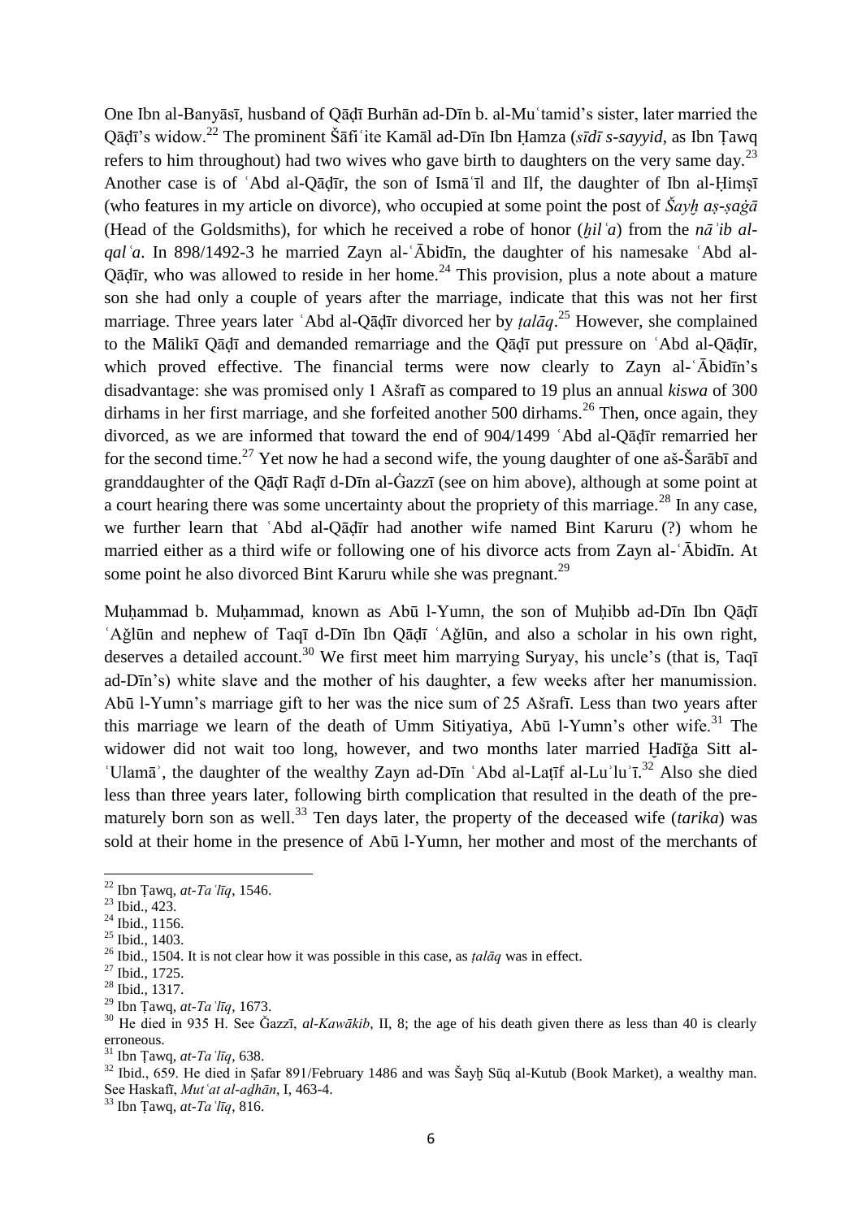One Ibn al-Banyāsī, husband of Qāḍī Burhān ad-Dīn b. al-Muʿtamid's sister, later married the Qāḍī's widow.[22] The prominent Šāfiʿite Kamāl ad-Dīn Ibn Ḥamza (*sīdī s-sayyid*, as Ibn Ṭawq refers to him throughout) had two wives who gave birth to daughters on the very same day.[23] Another case is of ʿAbd al-Qāḍīr, the son of Ismāʿīl and Ilf, the daughter of Ibn al-Ḥimṣī (who features in my article on divorce), who occupied at some point the post of *Šayḫ aṣ-ṣaġā* (Head of the Goldsmiths), for which he received a robe of honor (*ḫilʿa*) from the *nāʾib al-qalʿa*. In 898/1492-3 he married Zayn al-ʿĀbidīn, the daughter of his namesake ʿAbd al-Qāḍīr, who was allowed to reside in her home.[24] This provision, plus a note about a mature son she had only a couple of years after the marriage, indicate that this was not her first marriage. Three years later ʿAbd al-Qāḍīr divorced her by *ṭalāq*.[25] However, she complained to the Mālikī Qāḍī and demanded remarriage and the Qāḍī put pressure on ʿAbd al-Qāḍīr, which proved effective. The financial terms were now clearly to Zayn al-ʿĀbidīn's disadvantage: she was promised only 1 Ašrafī as compared to 19 plus an annual *kiswa* of 300 dirhams in her first marriage, and she forfeited another 500 dirhams.[26] Then, once again, they divorced, as we are informed that toward the end of 904/1499 ʿAbd al-Qāḍīr remarried her for the second time.[27] Yet now he had a second wife, the young daughter of one aš-Šarābī and granddaughter of the Qāḍī Raḍī d-Dīn al-Ġazzī (see on him above), although at some point at a court hearing there was some uncertainty about the propriety of this marriage.[28] In any case, we further learn that ʿAbd al-Qāḍīr had another wife named Bint Karuru (?) whom he married either as a third wife or following one of his divorce acts from Zayn al-ʿĀbidīn. At some point he also divorced Bint Karuru while she was pregnant.[29]

Muḥammad b. Muḥammad, known as Abū l-Yumn, the son of Muḥibb ad-Dīn Ibn Qāḍī ʿAǧlūn and nephew of Taqī d-Dīn Ibn Qāḍī ʿAǧlūn, and also a scholar in his own right, deserves a detailed account.[30] We first meet him marrying Suryay, his uncle's (that is, Taqī ad-Dīn's) white slave and the mother of his daughter, a few weeks after her manumission. Abū l-Yumn's marriage gift to her was the nice sum of 25 Ašrafī. Less than two years after this marriage we learn of the death of Umm Sitiyatiya, Abū l-Yumn's other wife.[31] The widower did not wait too long, however, and two months later married Ḫadīǧa Sitt al-ʿUlamāʾ, the daughter of the wealthy Zayn ad-Dīn ʿAbd al-Laṭīf al-Luʾluʾī.[32] Also she died less than three years later, following birth complication that resulted in the death of the pre-maturely born son as well.[33] Ten days later, the property of the deceased wife (*tarika*) was sold at their home in the presence of Abū l-Yumn, her mother and most of the merchants of

---

[22] Ibn Ṭawq, *at-Taʿlīq*, 1546.

[23] Ibid., 423.

[24] Ibid., 1156.

[25] Ibid., 1403.

[26] Ibid., 1504. It is not clear how it was possible in this case, as *ṭalāq* was in effect.

[27] Ibid., 1725.

[28] Ibid., 1317.

[29] Ibn Ṭawq, *at-Taʿlīq*, 1673.

[30] He died in 935 H. See Ğazzī, *al-Kawākib*, II, 8; the age of his death given there as less than 40 is clearly erroneous.

[31] Ibn Ṭawq, *at-Taʿlīq*, 638.

[32] Ibid., 659. He died in Ṣafar 891/February 1486 and was Šayḫ Sūq al-Kutub (Book Market), a wealthy man. See Haskafī, *Mutʿat al-aḏhān*, I, 463-4.

[33] Ibn Ṭawq, *at-Taʿlīq*, 816.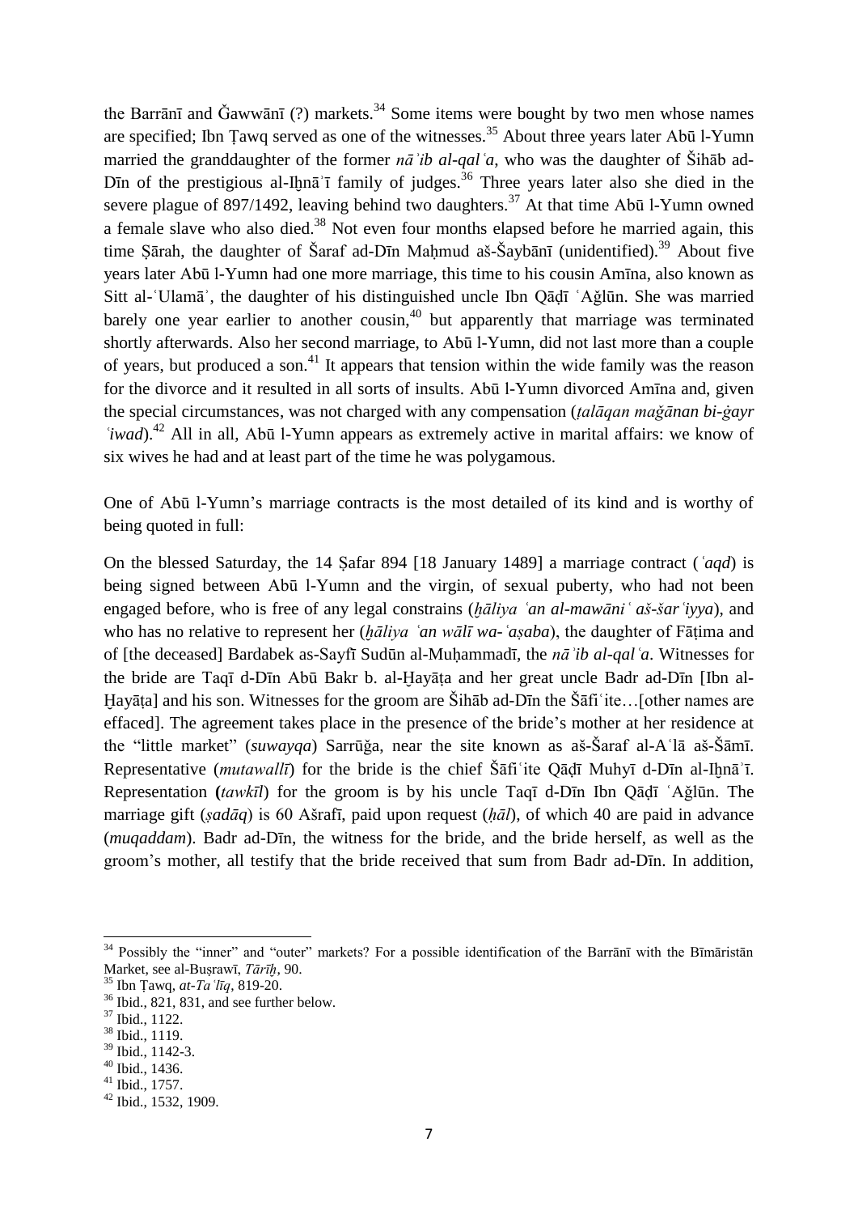the Barrānī and Ǧawwānī (?) markets.[34] Some items were bought by two men whose names are specified; Ibn Ṭawq served as one of the witnesses.[35] About three years later Abū l-Yumn married the granddaughter of the former *nāʾib al-qalʿa*, who was the daughter of Šihāb ad-Dīn of the prestigious al-Iḫnāʾī family of judges.[36] Three years later also she died in the severe plague of 897/1492, leaving behind two daughters.[37] At that time Abū l-Yumn owned a female slave who also died.[38] Not even four months elapsed before he married again, this time Ṣārah, the daughter of Šaraf ad-Dīn Maḥmud aš-Šaybānī (unidentified).[39] About five years later Abū l-Yumn had one more marriage, this time to his cousin Amīna, also known as Sitt al-ʿUlamāʾ, the daughter of his distinguished uncle Ibn Qāḍī ʿAǧlūn. She was married barely one year earlier to another cousin,[40] but apparently that marriage was terminated shortly afterwards. Also her second marriage, to Abū l-Yumn, did not last more than a couple of years, but produced a son.[41] It appears that tension within the wide family was the reason for the divorce and it resulted in all sorts of insults. Abū l-Yumn divorced Amīna and, given the special circumstances, was not charged with any compensation (*ṭalāqan maǧānan bi-ġayr ʿiwad*).[42] All in all, Abū l-Yumn appears as extremely active in marital affairs: we know of six wives he had and at least part of the time he was polygamous.

One of Abū l-Yumn's marriage contracts is the most detailed of its kind and is worthy of being quoted in full:

On the blessed Saturday, the 14 Ṣafar 894 [18 January 1489] a marriage contract (*ʿaqd*) is being signed between Abū l-Yumn and the virgin, of sexual puberty, who had not been engaged before, who is free of any legal constrains (*ḫāliya ʿan al-mawāniʿ aš-šarʿiyya*), and who has no relative to represent her (*ḫāliya ʿan wālī wa-ʿaṣaba*), the daughter of Fāṭima and of [the deceased] Bardabek as-Sayfī Sudūn al-Muḥammadī, the *nāʾib al-qalʿa*. Witnesses for the bride are Taqī d-Dīn Abū Bakr b. al-Ḫayāṭa and her great uncle Badr ad-Dīn [Ibn al-Ḫayāṭa] and his son. Witnesses for the groom are Šihāb ad-Dīn the Šāfiʿite…[other names are effaced]. The agreement takes place in the presence of the bride's mother at her residence at the "little market" (*suwayqa*) Sarrūǧa, near the site known as aš-Šaraf al-Aʿlā aš-Šāmī. Representative (*mutawallī*) for the bride is the chief Šāfiʿite Qāḍī Muhyī d-Dīn al-Iḫnāʾī. Representation **(***tawkīl*) for the groom is by his uncle Taqī d-Dīn Ibn Qāḍī ʿAǧlūn. The marriage gift (*ṣadāq*) is 60 Ašrafī, paid upon request (*ḥāl*), of which 40 are paid in advance (*muqaddam*). Badr ad-Dīn, the witness for the bride, and the bride herself, as well as the groom's mother, all testify that the bride received that sum from Badr ad-Dīn. In addition,

---

[34] Possibly the "inner" and "outer" markets? For a possible identification of the Barrānī with the Bīmāristān Market, see al-Buṣrawī, *Tārīḫ*, 90.

[35] Ibn Ṭawq, *at-Taʿlīq*, 819-20.

[36] Ibid., 821, 831, and see further below.

[37] Ibid., 1122.

[38] Ibid., 1119.

[39] Ibid., 1142-3.

[40] Ibid., 1436.

[41] Ibid., 1757.

[42] Ibid., 1532, 1909.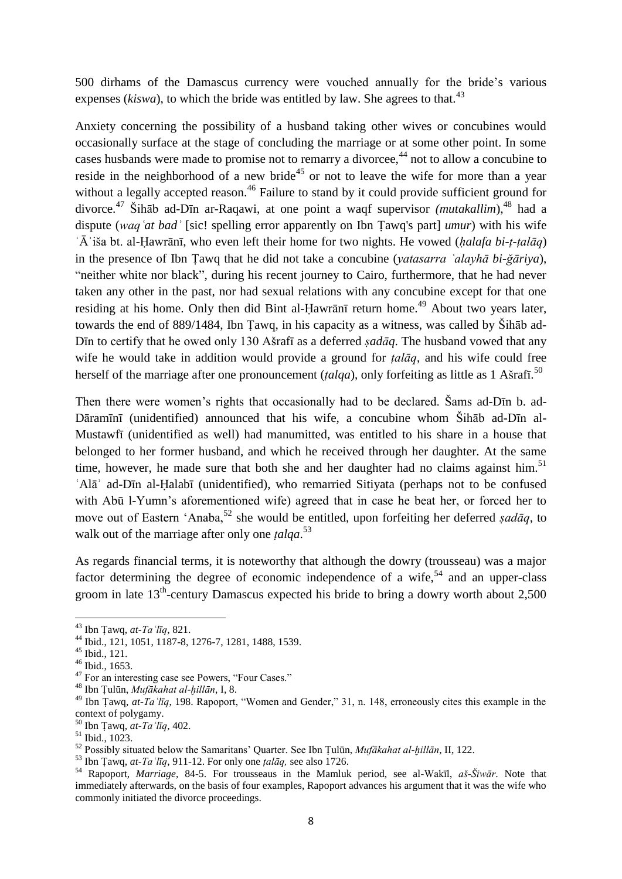500 dirhams of the Damascus currency were vouched annually for the bride's various expenses (*kiswa*), to which the bride was entitled by law. She agrees to that.[43]

Anxiety concerning the possibility of a husband taking other wives or concubines would occasionally surface at the stage of concluding the marriage or at some other point. In some cases husbands were made to promise not to remarry a divorcee,[44] not to allow a concubine to reside in the neighborhood of a new bride[45] or not to leave the wife for more than a year without a legally accepted reason.[46] Failure to stand by it could provide sufficient ground for divorce.[47] Šihāb ad-Dīn ar-Raqawi, at one point a waqf supervisor *(mutakallim*),[48] had a dispute (*waqʿat badʾ* [sic! spelling error apparently on Ibn Ṭawq's part] *umur*) with his wife ʿĀʾiša bt. al-Ḥawrānī, who even left their home for two nights. He vowed (*ḥalafa bi-ṭ-ṭalāq*) in the presence of Ibn Ṭawq that he did not take a concubine (*yatasarra ʿalayhā bi-ǧāriya*), "neither white nor black", during his recent journey to Cairo, furthermore, that he had never taken any other in the past, nor had sexual relations with any concubine except for that one residing at his home. Only then did Bint al-Ḥawrānī return home.[49] About two years later, towards the end of 889/1484, Ibn Ṭawq, in his capacity as a witness, was called by Šihāb ad-Dīn to certify that he owed only 130 Ašrafī as a deferred *ṣadāq*. The husband vowed that any wife he would take in addition would provide a ground for *ṭalāq*, and his wife could free herself of the marriage after one pronouncement (*ṭalqa*), only forfeiting as little as 1 Ašrafī.[50]

Then there were women's rights that occasionally had to be declared. Šams ad-Dīn b. ad-Dāramīnī (unidentified) announced that his wife, a concubine whom Šihāb ad-Dīn al-Mustawfī (unidentified as well) had manumitted, was entitled to his share in a house that belonged to her former husband, and which he received through her daughter. At the same time, however, he made sure that both she and her daughter had no claims against him.[51] ʿAlāʾ ad-Dīn al-Ḥalabī (unidentified), who remarried Sitiyata (perhaps not to be confused with Abū l-Yumn's aforementioned wife) agreed that in case he beat her, or forced her to move out of Eastern 'Anaba,[52] she would be entitled, upon forfeiting her deferred *ṣadāq*, to walk out of the marriage after only one *ṭalqa*.[53]

As regards financial terms, it is noteworthy that although the dowry (trousseau) was a major factor determining the degree of economic independence of a wife,[54] and an upper-class groom in late 13th-century Damascus expected his bride to bring a dowry worth about 2,500

---

[43] Ibn Ṭawq, *at-Taʿlīq*, 821.

[44] Ibid., 121, 1051, 1187-8, 1276-7, 1281, 1488, 1539.

[45] Ibid., 121.

[46] Ibid., 1653.

[47] For an interesting case see Powers, "Four Cases."

[48] Ibn Ṭulūn, *Mufākahat al-ḫillān*, I, 8.

[49] Ibn Ṭawq, *at-Taʿlīq*, 198. Rapoport, "Women and Gender," 31, n. 148, erroneously cites this example in the context of polygamy.

[50] Ibn Ṭawq, *at-Taʿlīq*, 402.

[51] Ibid., 1023.

[52] Possibly situated below the Samaritans' Quarter. See Ibn Ṭulūn, *Mufākahat al-ḫillān*, II, 122.

[53] Ibn Ṭawq, *at-Taʿlīq*, 911-12. For only one *ṭalāq,* see also 1726.

[54] Rapoport, *Marriage*, 84-5. For trousseaus in the Mamluk period, see al-Wakīl, *aš-Šiwār*. Note that immediately afterwards, on the basis of four examples, Rapoport advances his argument that it was the wife who commonly initiated the divorce proceedings.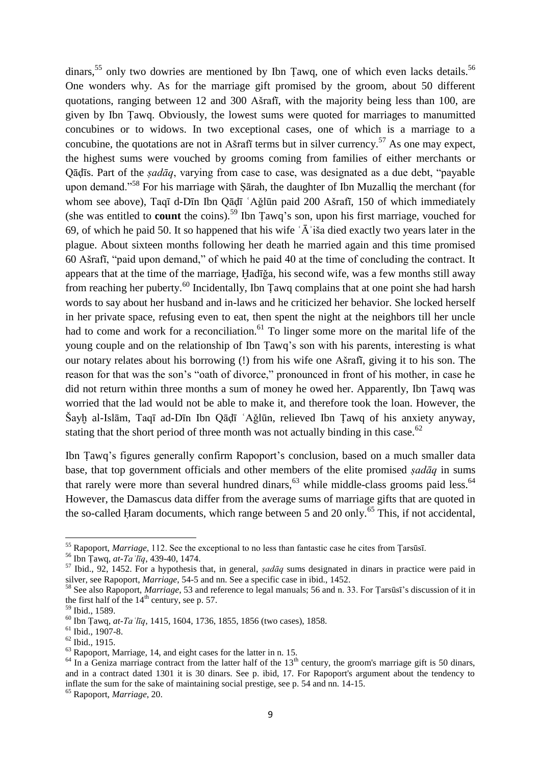dinars,[55] only two dowries are mentioned by Ibn Ṭawq, one of which even lacks details.[56] One wonders why. As for the marriage gift promised by the groom, about 50 different quotations, ranging between 12 and 300 Ašrafī, with the majority being less than 100, are given by Ibn Ṭawq. Obviously, the lowest sums were quoted for marriages to manumitted concubines or to widows. In two exceptional cases, one of which is a marriage to a concubine, the quotations are not in Ašrafī terms but in silver currency.[57] As one may expect, the highest sums were vouched by grooms coming from families of either merchants or Qāḍīs. Part of the *ṣadāq*, varying from case to case, was designated as a due debt, "payable upon demand."[58] For his marriage with Ṣārah, the daughter of Ibn Muzalliq the merchant (for whom see above), Taqī d-Dīn Ibn Qāḍī ʿAǧlūn paid 200 Ašrafī, 150 of which immediately (she was entitled to **count** the coins).[59] Ibn Ṭawq's son, upon his first marriage, vouched for 69, of which he paid 50. It so happened that his wife ʿĀʾiša died exactly two years later in the plague. About sixteen months following her death he married again and this time promised 60 Ašrafī, "paid upon demand," of which he paid 40 at the time of concluding the contract. It appears that at the time of the marriage, Ḫadīǧa, his second wife, was a few months still away from reaching her puberty.[60] Incidentally, Ibn Ṭawq complains that at one point she had harsh words to say about her husband and in-laws and he criticized her behavior. She locked herself in her private space, refusing even to eat, then spent the night at the neighbors till her uncle had to come and work for a reconciliation.[61] To linger some more on the marital life of the young couple and on the relationship of Ibn Ṭawq's son with his parents, interesting is what our notary relates about his borrowing (!) from his wife one Ašrafī, giving it to his son. The reason for that was the son's "oath of divorce," pronounced in front of his mother, in case he did not return within three months a sum of money he owed her. Apparently, Ibn Ṭawq was worried that the lad would not be able to make it, and therefore took the loan. However, the Šayḫ al-Islām, Taqī ad-Dīn Ibn Qāḍī ʿAǧlūn, relieved Ibn Ṭawq of his anxiety anyway, stating that the short period of three month was not actually binding in this case.[62]

Ibn Ṭawq's figures generally confirm Rapoport's conclusion, based on a much smaller data base, that top government officials and other members of the elite promised *ṣadāq* in sums that rarely were more than several hundred dinars,[63] while middle-class grooms paid less.[64] However, the Damascus data differ from the average sums of marriage gifts that are quoted in the so-called Ḥaram documents, which range between 5 and 20 only.[65] This, if not accidental,

---

[55] Rapoport, *Marriage*, 112. See the exceptional to no less than fantastic case he cites from Ṭarsūsī.

[56] Ibn Ṭawq, *at-Taʿlīq*, 439-40, 1474.

[57] Ibid., 92, 1452. For a hypothesis that, in general, *ṣadāq* sums designated in dinars in practice were paid in silver, see Rapoport, *Marriage*, 54-5 and nn. See a specific case in ibid., 1452.

[58] See also Rapoport, *Marriage*, 53 and reference to legal manuals; 56 and n. 33. For Ṭarsūsī's discussion of it in the first half of the 14th century, see p. 57.

[59] Ibid., 1589.

[60] Ibn Ṭawq, *at-Taʿlīq*, 1415, 1604, 1736, 1855, 1856 (two cases), 1858.

[61] Ibid., 1907-8.

[62] Ibid., 1915.

[63] Rapoport, Marriage, 14, and eight cases for the latter in n. 15.

[64] In a Geniza marriage contract from the latter half of the 13th century, the groom's marriage gift is 50 dinars, and in a contract dated 1301 it is 30 dinars. See p. ibid, 17. For Rapoport's argument about the tendency to inflate the sum for the sake of maintaining social prestige, see p. 54 and nn. 14-15.

[65] Rapoport, *Marriage*, 20.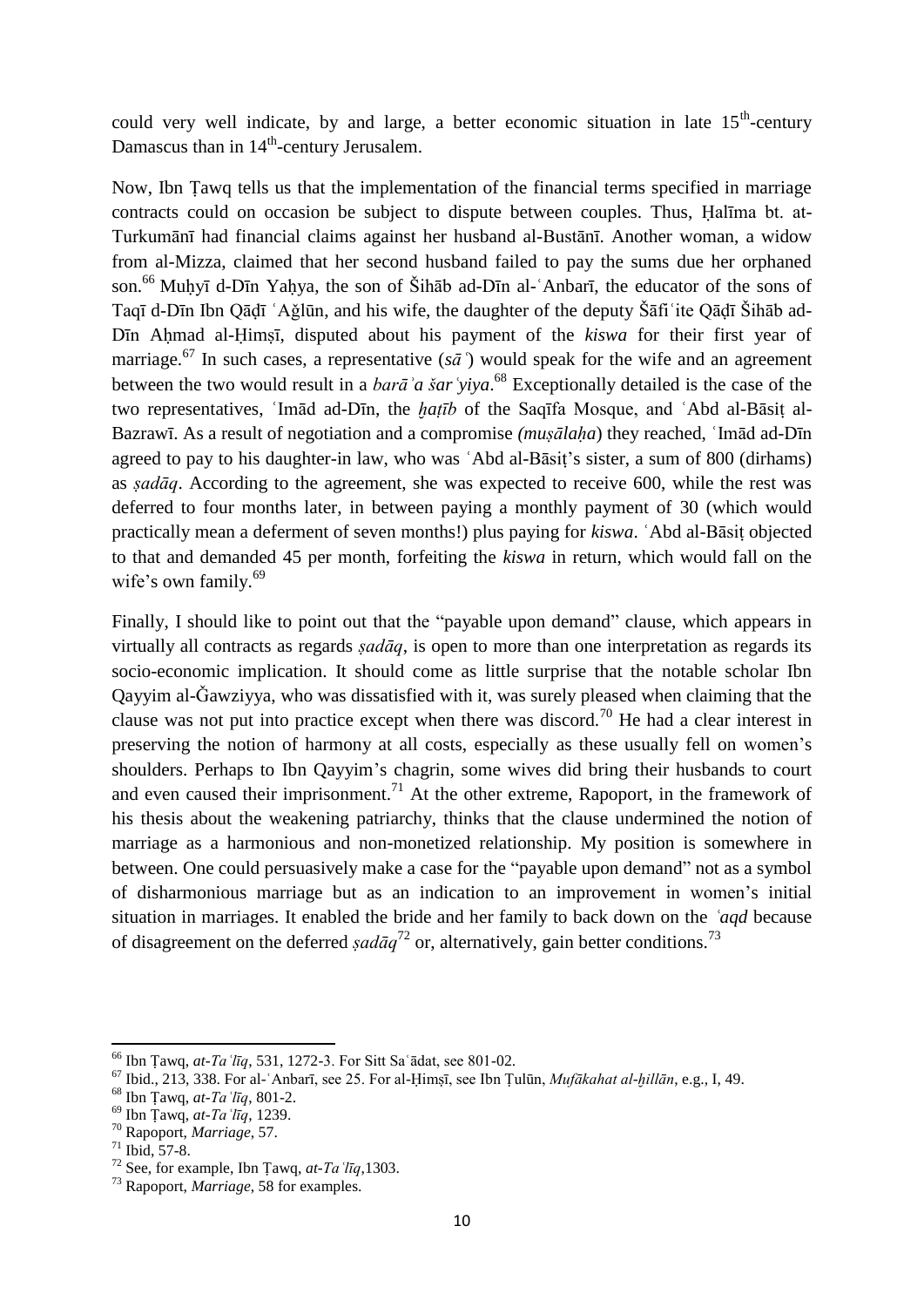could very well indicate, by and large, a better economic situation in late 15th-century Damascus than in 14th-century Jerusalem.

Now, Ibn Ṭawq tells us that the implementation of the financial terms specified in marriage contracts could on occasion be subject to dispute between couples. Thus, Ḥalīma bt. at-Turkumānī had financial claims against her husband al-Bustānī. Another woman, a widow from al-Mizza, claimed that her second husband failed to pay the sums due her orphaned son.[66] Muḥyī d-Dīn Yaḥya, the son of Šihāb ad-Dīn al-ʿAnbarī, the educator of the sons of Taqī d-Dīn Ibn Qāḍī ʿAğlūn, and his wife, the daughter of the deputy Šāfiʿite Qāḍī Šihāb ad-Dīn Aḥmad al-Ḥimṣī, disputed about his payment of the *kiswa* for their first year of marriage.[67] In such cases, a representative (*sāʿ*) would speak for the wife and an agreement between the two would result in a *barāʾa šarʿyiya*.[68] Exceptionally detailed is the case of the two representatives, ʿImād ad-Dīn, the *ḫaṭīb* of the Saqīfa Mosque, and ʿAbd al-Bāsiṭ al-Bazrawī. As a result of negotiation and a compromise *(muṣālaḥa*) they reached, ʿImād ad-Dīn agreed to pay to his daughter-in law, who was ʿAbd al-Bāsiṭ's sister, a sum of 800 (dirhams) as *ṣadāq*. According to the agreement, she was expected to receive 600, while the rest was deferred to four months later, in between paying a monthly payment of 30 (which would practically mean a deferment of seven months!) plus paying for *kiswa*. ʿAbd al-Bāsiṭ objected to that and demanded 45 per month, forfeiting the *kiswa* in return, which would fall on the wife's own family.[69]

Finally, I should like to point out that the "payable upon demand" clause, which appears in virtually all contracts as regards *ṣadāq*, is open to more than one interpretation as regards its socio-economic implication. It should come as little surprise that the notable scholar Ibn Qayyim al-Ğawziyya, who was dissatisfied with it, was surely pleased when claiming that the clause was not put into practice except when there was discord.[70] He had a clear interest in preserving the notion of harmony at all costs, especially as these usually fell on women's shoulders. Perhaps to Ibn Qayyim's chagrin, some wives did bring their husbands to court and even caused their imprisonment.[71] At the other extreme, Rapoport, in the framework of his thesis about the weakening patriarchy, thinks that the clause undermined the notion of marriage as a harmonious and non-monetized relationship. My position is somewhere in between. One could persuasively make a case for the "payable upon demand" not as a symbol of disharmonious marriage but as an indication to an improvement in women's initial situation in marriages. It enabled the bride and her family to back down on the *ʿaqd* because of disagreement on the deferred *ṣadāq*[72] or, alternatively, gain better conditions.[73]

---

[66] Ibn Ṭawq, *at-Taʿlīq*, 531, 1272-3. For Sitt Saʿādat, see 801-02.

[67] Ibid., 213, 338. For al-ʿAnbarī, see 25. For al-Ḥimṣī, see Ibn Ṭulūn, *Mufākahat al-ḫillān*, e.g., I, 49.

[68] Ibn Ṭawq, *at-Taʿlīq*, 801-2.

[69] Ibn Ṭawq, *at-Taʿlīq*, 1239.

[70] Rapoport, *Marriage*, 57.

[71] Ibid, 57-8.

[72] See, for example, Ibn Ṭawq, *at-Taʿlīq*,1303.

[73] Rapoport, *Marriage*, 58 for examples.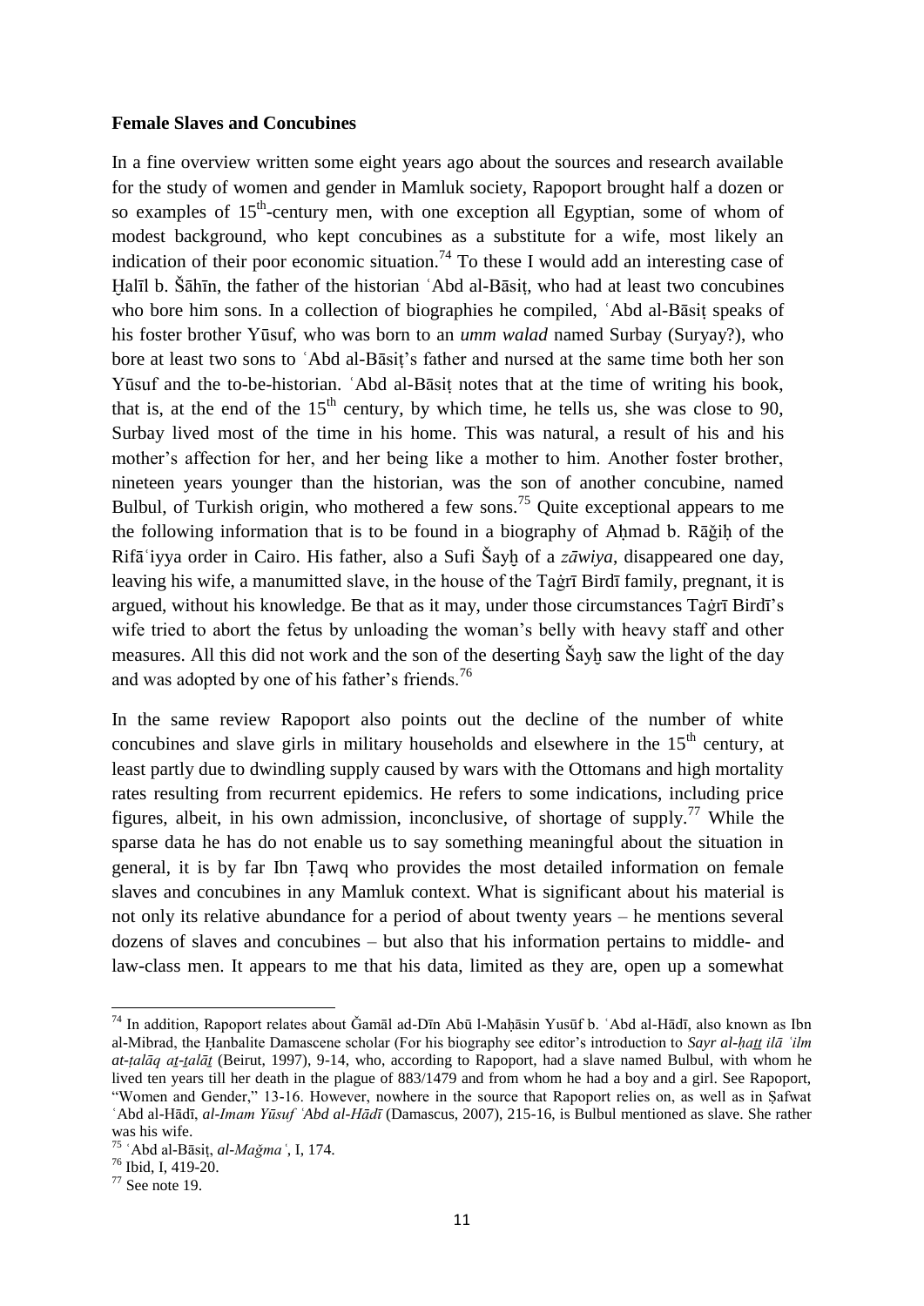**Female Slaves and Concubines**

In a fine overview written some eight years ago about the sources and research available for the study of women and gender in Mamluk society, Rapoport brought half a dozen or so examples of 15th-century men, with one exception all Egyptian, some of whom of modest background, who kept concubines as a substitute for a wife, most likely an indication of their poor economic situation.[74] To these I would add an interesting case of Ḫalīl b. Šāhīn, the father of the historian ʿAbd al-Bāsiṭ, who had at least two concubines who bore him sons. In a collection of biographies he compiled, ʿAbd al-Bāsiṭ speaks of his foster brother Yūsuf, who was born to an *umm walad* named Surbay (Suryay?), who bore at least two sons to ʿAbd al-Bāsiṭ's father and nursed at the same time both her son Yūsuf and the to-be-historian. ʿAbd al-Bāsiṭ notes that at the time of writing his book, that is, at the end of the 15th century, by which time, he tells us, she was close to 90, Surbay lived most of the time in his home. This was natural, a result of his and his mother's affection for her, and her being like a mother to him. Another foster brother, nineteen years younger than the historian, was the son of another concubine, named Bulbul, of Turkish origin, who mothered a few sons.[75] Quite exceptional appears to me the following information that is to be found in a biography of Aḥmad b. Rāǧiḥ of the Rifāʿiyya order in Cairo. His father, also a Sufi Šayḫ of a *zāwiya*, disappeared one day, leaving his wife, a manumitted slave, in the house of the Taġrī Birdī family, pregnant, it is argued, without his knowledge. Be that as it may, under those circumstances Taġrī Birdī's wife tried to abort the fetus by unloading the woman's belly with heavy staff and other measures. All this did not work and the son of the deserting Šayḫ saw the light of the day and was adopted by one of his father's friends.[76]

In the same review Rapoport also points out the decline of the number of white concubines and slave girls in military households and elsewhere in the 15th century, at least partly due to dwindling supply caused by wars with the Ottomans and high mortality rates resulting from recurrent epidemics. He refers to some indications, including price figures, albeit, in his own admission, inconclusive, of shortage of supply.[77] While the sparse data he has do not enable us to say something meaningful about the situation in general, it is by far Ibn Ṭawq who provides the most detailed information on female slaves and concubines in any Mamluk context. What is significant about his material is not only its relative abundance for a period of about twenty years – he mentions several dozens of slaves and concubines – but also that his information pertains to middle- and law-class men. It appears to me that his data, limited as they are, open up a somewhat

---

[74] In addition, Rapoport relates about Ǧamāl ad-Dīn Abū l-Maḥāsin Yusūf b. ʿAbd al-Hādī, also known as Ibn al-Mibrad, the Ḥanbalite Damascene scholar (For his biography see editor's introduction to *Sayr al-ḥaṯṯ ilā ʿilm aṭ-ṭalāq aṯ-ṯalāṯ* (Beirut, 1997), 9-14, who, according to Rapoport, had a slave named Bulbul, with whom he lived ten years till her death in the plague of 883/1479 and from whom he had a boy and a girl. See Rapoport, "Women and Gender," 13-16. However, nowhere in the source that Rapoport relies on, as well as in Ṣafwat ʿAbd al-Hādī, *al-Imam Yūsuf ʿAbd al-Hādī* (Damascus, 2007), 215-16, is Bulbul mentioned as slave. She rather was his wife.

[75] ʿAbd al-Bāsiṭ, *al-Maǧmaʿ*, I, 174.

[76] Ibid, I, 419-20.

[77] See note 19.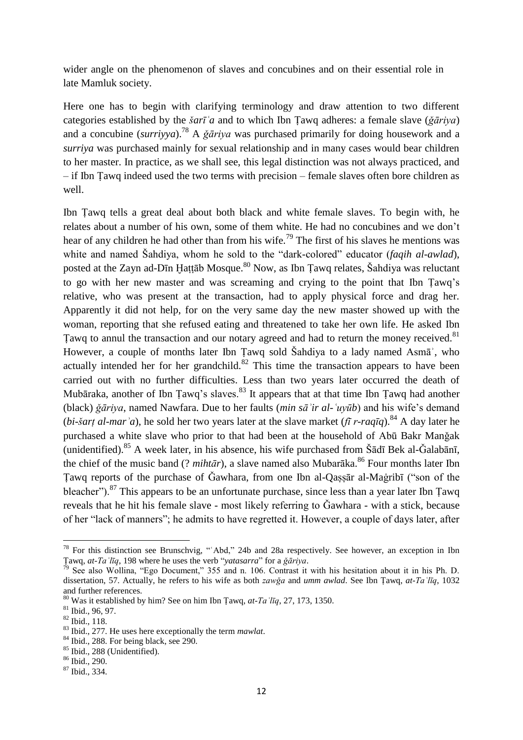wider angle on the phenomenon of slaves and concubines and on their essential role in late Mamluk society.

Here one has to begin with clarifying terminology and draw attention to two different categories established by the *šarīʿa* and to which Ibn Ṭawq adheres: a female slave (*ǧāriya*) and a concubine (*surriyya*).[78] A *ǧāriya* was purchased primarily for doing housework and a *surriya* was purchased mainly for sexual relationship and in many cases would bear children to her master. In practice, as we shall see, this legal distinction was not always practiced, and – if Ibn Ṭawq indeed used the two terms with precision – female slaves often bore children as well.

Ibn Ṭawq tells a great deal about both black and white female slaves. To begin with, he relates about a number of his own, some of them white. He had no concubines and we don't hear of any children he had other than from his wife.[79] The first of his slaves he mentions was white and named Šahdiya, whom he sold to the "dark-colored" educator (*faqih al-awlad*), posted at the Zayn ad-Dīn Ḥaṭṭāb Mosque.[80] Now, as Ibn Ṭawq relates, Šahdiya was reluctant to go with her new master and was screaming and crying to the point that Ibn Ṭawq's relative, who was present at the transaction, had to apply physical force and drag her. Apparently it did not help, for on the very same day the new master showed up with the woman, reporting that she refused eating and threatened to take her own life. He asked Ibn Ṭawq to annul the transaction and our notary agreed and had to return the money received.[81] However, a couple of months later Ibn Ṭawq sold Šahdiya to a lady named Asmāʾ, who actually intended her for her grandchild.[82] This time the transaction appears to have been carried out with no further difficulties. Less than two years later occurred the death of Mubāraka, another of Ibn Ṭawq's slaves.[83] It appears that at that time Ibn Ṭawq had another (black) *ǧāriya*, named Nawfara. Due to her faults (*min sāʾir al-ʿuyūb*) and his wife's demand (*bi-šarṭ al-marʾa*), he sold her two years later at the slave market (*fī r-raqīq*).[84] A day later he purchased a white slave who prior to that had been at the household of Abū Bakr Manǧak (unidentified).[85] A week later, in his absence, his wife purchased from Šādī Bek al-Ǧalabānī, the chief of the music band (? *mihtār*), a slave named also Mubarāka.[86] Four months later Ibn Ṭawq reports of the purchase of Ǧawhara, from one Ibn al-Qaṣṣār al-Maġribī ("son of the bleacher").[87] This appears to be an unfortunate purchase, since less than a year later Ibn Ṭawq reveals that he hit his female slave - most likely referring to Ǧawhara - with a stick, because of her "lack of manners"; he admits to have regretted it. However, a couple of days later, after

---

[78] For this distinction see Brunschvig, "ʿAbd," 24b and 28a respectively. See however, an exception in Ibn Ṭawq, *at-Taʿlīq*, 198 where he uses the verb "*yatasarra*" for a *ǧāriya*.

[79] See also Wollina, "Ego Document," 355 and n. 106. Contrast it with his hesitation about it in his Ph. D. dissertation, 57. Actually, he refers to his wife as both *zawǧa* and *umm awlad*. See Ibn Ṭawq, *at-Taʿlīq*, 1032 and further references.

[80] Was it established by him? See on him Ibn Ṭawq, *at-Taʿlīq*, 27, 173, 1350.

[81] Ibid., 96, 97.

[82] Ibid., 118.

[83] Ibid., 277. He uses here exceptionally the term *mawlat*.

[84] Ibid., 288. For being black, see 290.

[85] Ibid., 288 (Unidentified).

[86] Ibid., 290.

[87] Ibid., 334.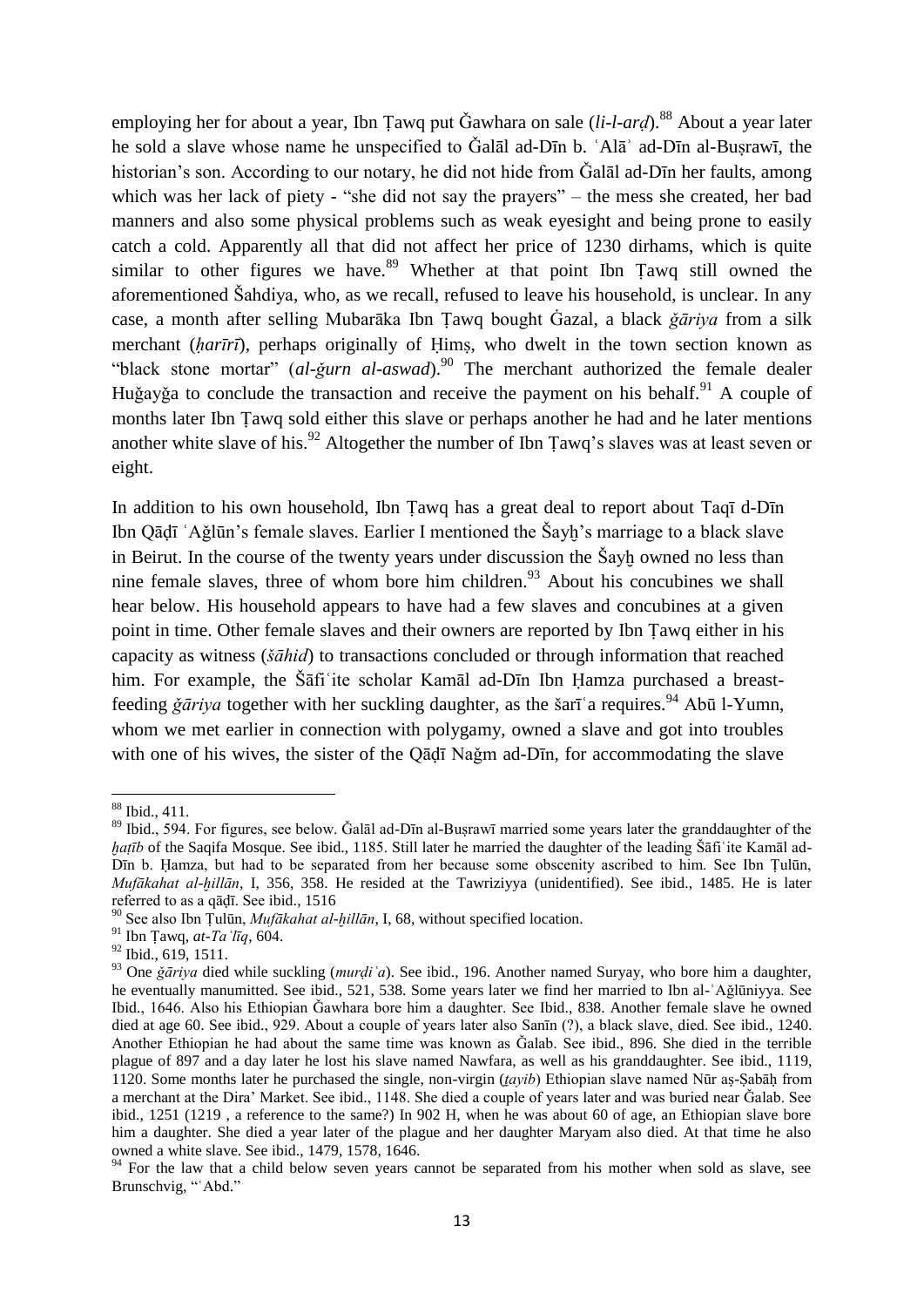employing her for about a year, Ibn Ṭawq put Ǧawhara on sale (*li-l-arḍ*).[88] About a year later he sold a slave whose name he unspecified to Ǧalāl ad-Dīn b. ʿAlāʾ ad-Dīn al-Buṣrawī, the historian's son. According to our notary, he did not hide from Ǧalāl ad-Dīn her faults, among which was her lack of piety - "she did not say the prayers" – the mess she created, her bad manners and also some physical problems such as weak eyesight and being prone to easily catch a cold. Apparently all that did not affect her price of 1230 dirhams, which is quite similar to other figures we have.[89] Whether at that point Ibn Ṭawq still owned the aforementioned Šahdiya, who, as we recall, refused to leave his household, is unclear. In any case, a month after selling Mubarāka Ibn Ṭawq bought Ġazal, a black *ǧāriya* from a silk merchant (*ḥarīrī*), perhaps originally of Ḥimṣ, who dwelt in the town section known as "black stone mortar" (*al-ǧurn al-aswad*).[90] The merchant authorized the female dealer Huǧayǧa to conclude the transaction and receive the payment on his behalf.[91] A couple of months later Ibn Ṭawq sold either this slave or perhaps another he had and he later mentions another white slave of his.[92] Altogether the number of Ibn Ṭawq's slaves was at least seven or eight.

In addition to his own household, Ibn Ṭawq has a great deal to report about Taqī d-Dīn Ibn Qāḍī ʿAǧlūn's female slaves. Earlier I mentioned the Šayḫ's marriage to a black slave in Beirut. In the course of the twenty years under discussion the Šayḫ owned no less than nine female slaves, three of whom bore him children.[93] About his concubines we shall hear below. His household appears to have had a few slaves and concubines at a given point in time. Other female slaves and their owners are reported by Ibn Ṭawq either in his capacity as witness (*šāhid*) to transactions concluded or through information that reached him. For example, the Šāfiʿite scholar Kamāl ad-Dīn Ibn Ḥamza purchased a breast-feeding *ǧāriya* together with her suckling daughter, as the šarīʿa requires.[94] Abū l-Yumn, whom we met earlier in connection with polygamy, owned a slave and got into troubles with one of his wives, the sister of the Qāḍī Naǧm ad-Dīn, for accommodating the slave

---

[88] Ibid., 411.

[89] Ibid., 594. For figures, see below. Ǧalāl ad-Dīn al-Buṣrawī married some years later the granddaughter of the *ḫaṭīb* of the Saqifa Mosque. See ibid., 1185. Still later he married the daughter of the leading Šāfiʿite Kamāl ad-Dīn b. Ḥamza, but had to be separated from her because some obscenity ascribed to him. See Ibn Ṭulūn, *Mufākahat al-ḫillān*, I, 356, 358. He resided at the Tawriziyya (unidentified). See ibid., 1485. He is later referred to as a qāḍī. See ibid., 1516

[90] See also Ibn Ṭulūn, *Mufākahat al-ḫillān*, I, 68, without specified location.

[91] Ibn Ṭawq, *at-Taʿlīq*, 604.

[92] Ibid., 619, 1511.

[93] One *ǧāriya* died while suckling (*murḍiʿa*). See ibid., 196. Another named Suryay, who bore him a daughter, he eventually manumitted. See ibid., 521, 538. Some years later we find her married to Ibn al-ʿAǧlūniyya. See Ibid., 1646. Also his Ethiopian Ǧawhara bore him a daughter. See Ibid., 838. Another female slave he owned died at age 60. See ibid., 929. About a couple of years later also Sanīn (?), a black slave, died. See ibid., 1240. Another Ethiopian he had about the same time was known as Ǧalab. See ibid., 896. She died in the terrible plague of 897 and a day later he lost his slave named Nawfara, as well as his granddaughter. See ibid., 1119, 1120. Some months later he purchased the single, non-virgin (*ṯayib*) Ethiopian slave named Nūr aṣ-Ṣabāḥ from a merchant at the Dira' Market. See ibid., 1148. She died a couple of years later and was buried near Ǧalab. See ibid., 1251 (1219 , a reference to the same?) In 902 H, when he was about 60 of age, an Ethiopian slave bore him a daughter. She died a year later of the plague and her daughter Maryam also died. At that time he also owned a white slave. See ibid., 1479, 1578, 1646.

[94] For the law that a child below seven years cannot be separated from his mother when sold as slave, see Brunschvig, "ʿAbd."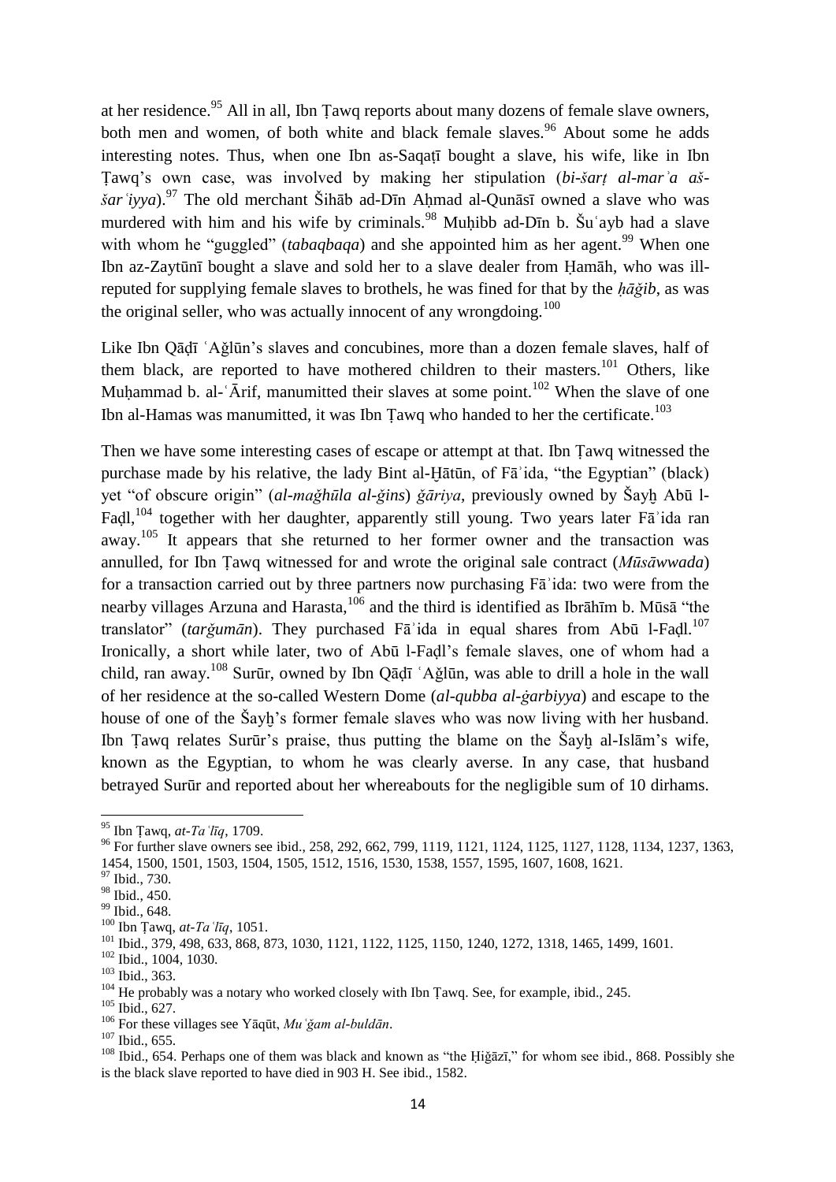at her residence.[95] All in all, Ibn Ṭawq reports about many dozens of female slave owners, both men and women, of both white and black female slaves.[96] About some he adds interesting notes. Thus, when one Ibn as-Saqaṭī bought a slave, his wife, like in Ibn Ṭawq's own case, was involved by making her stipulation (*bi-šarṭ al-marʾa aš-šarʿiyya*).[97] The old merchant Šihāb ad-Dīn Aḥmad al-Qunāsī owned a slave who was murdered with him and his wife by criminals.[98] Muḥibb ad-Dīn b. Šuʿayb had a slave with whom he "guggled" (*tabaqbaqa*) and she appointed him as her agent.[99] When one Ibn az-Zaytūnī bought a slave and sold her to a slave dealer from Ḥamāh, who was ill-reputed for supplying female slaves to brothels, he was fined for that by the *ḥāǧib*, as was the original seller, who was actually innocent of any wrongdoing.[100]

Like Ibn Qāḍī ʿAǧlūn's slaves and concubines, more than a dozen female slaves, half of them black, are reported to have mothered children to their masters.[101] Others, like Muḥammad b. al-ʿĀrif, manumitted their slaves at some point.[102] When the slave of one Ibn al-Hamas was manumitted, it was Ibn Ṭawq who handed to her the certificate.[103]

Then we have some interesting cases of escape or attempt at that. Ibn Ṭawq witnessed the purchase made by his relative, the lady Bint al-Ḫātūn, of Fāʾida, "the Egyptian" (black) yet "of obscure origin" (*al-maǧhūla al-ǧins*) *ǧāriya*, previously owned by Šayḫ Abū l-Faḍl,[104] together with her daughter, apparently still young. Two years later Fāʾida ran away.[105] It appears that she returned to her former owner and the transaction was annulled, for Ibn Ṭawq witnessed for and wrote the original sale contract (*Mūsāwwada*) for a transaction carried out by three partners now purchasing Fāʾida: two were from the nearby villages Arzuna and Harasta,[106] and the third is identified as Ibrāhīm b. Mūsā "the translator" (*tarǧumān*). They purchased Fāʾida in equal shares from Abū l-Faḍl.[107] Ironically, a short while later, two of Abū l-Faḍl's female slaves, one of whom had a child, ran away.[108] Surūr, owned by Ibn Qāḍī ʿAǧlūn, was able to drill a hole in the wall of her residence at the so-called Western Dome (*al-qubba al-ġarbiyya*) and escape to the house of one of the Šayḫ's former female slaves who was now living with her husband. Ibn Ṭawq relates Surūr's praise, thus putting the blame on the Šayḫ al-Islām's wife, known as the Egyptian, to whom he was clearly averse. In any case, that husband betrayed Surūr and reported about her whereabouts for the negligible sum of 10 dirhams.

---

[95] Ibn Ṭawq, *at-Taʿlīq*, 1709.

[96] For further slave owners see ibid., 258, 292, 662, 799, 1119, 1121, 1124, 1125, 1127, 1128, 1134, 1237, 1363, 1454, 1500, 1501, 1503, 1504, 1505, 1512, 1516, 1530, 1538, 1557, 1595, 1607, 1608, 1621.

[97] Ibid., 730.

[98] Ibid., 450.

[99] Ibid., 648.

[100] Ibn Ṭawq, *at-Taʿlīq*, 1051.

[101] Ibid., 379, 498, 633, 868, 873, 1030, 1121, 1122, 1125, 1150, 1240, 1272, 1318, 1465, 1499, 1601.

[102] Ibid., 1004, 1030.

[103] Ibid., 363.

[104] He probably was a notary who worked closely with Ibn Ṭawq. See, for example, ibid., 245.

[105] Ibid., 627.

[106] For these villages see Yāqūt, *Muʿǧam al-buldān*.

[107] Ibid., 655.

[108] Ibid., 654. Perhaps one of them was black and known as "the Ḥiǧāzī," for whom see ibid., 868. Possibly she is the black slave reported to have died in 903 H. See ibid., 1582.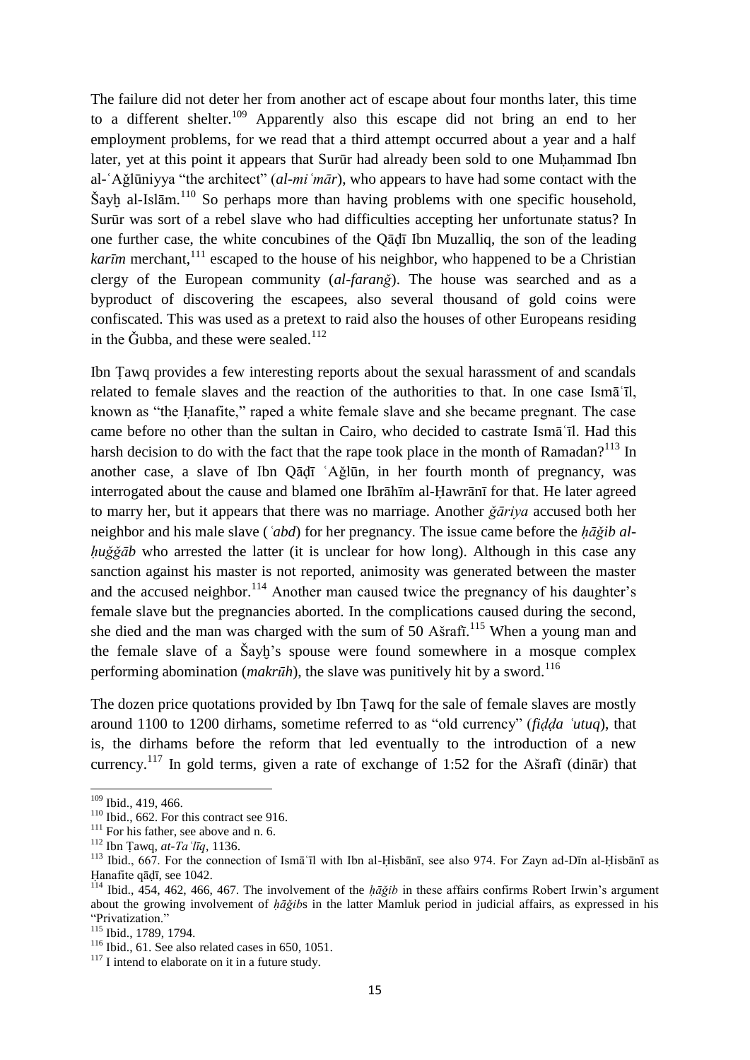The failure did not deter her from another act of escape about four months later, this time to a different shelter.[109] Apparently also this escape did not bring an end to her employment problems, for we read that a third attempt occurred about a year and a half later, yet at this point it appears that Surūr had already been sold to one Muḥammad Ibn al-ʿAǧlūniyya "the architect" (*al-miʿmār*), who appears to have had some contact with the Šayḫ al-Islām.[110] So perhaps more than having problems with one specific household, Surūr was sort of a rebel slave who had difficulties accepting her unfortunate status? In one further case, the white concubines of the Qāḍī Ibn Muzalliq, the son of the leading *karīm* merchant,[111] escaped to the house of his neighbor, who happened to be a Christian clergy of the European community (*al-faranǧ*). The house was searched and as a byproduct of discovering the escapees, also several thousand of gold coins were confiscated. This was used as a pretext to raid also the houses of other Europeans residing in the Ǧubba, and these were sealed.[112]

Ibn Ṭawq provides a few interesting reports about the sexual harassment of and scandals related to female slaves and the reaction of the authorities to that. In one case Ismāʿīl, known as "the Ḥanafite," raped a white female slave and she became pregnant. The case came before no other than the sultan in Cairo, who decided to castrate Ismāʿīl. Had this harsh decision to do with the fact that the rape took place in the month of Ramadan?[113] In another case, a slave of Ibn Qāḍī ʿAǧlūn, in her fourth month of pregnancy, was interrogated about the cause and blamed one Ibrāhīm al-Ḥawrānī for that. He later agreed to marry her, but it appears that there was no marriage. Another *ǧāriya* accused both her neighbor and his male slave (*ʿabd*) for her pregnancy. The issue came before the *ḥāǧib al-ḥuǧǧāb* who arrested the latter (it is unclear for how long). Although in this case any sanction against his master is not reported, animosity was generated between the master and the accused neighbor.[114] Another man caused twice the pregnancy of his daughter's female slave but the pregnancies aborted. In the complications caused during the second, she died and the man was charged with the sum of 50 Ašrafī.[115] When a young man and the female slave of a Šayḫ's spouse were found somewhere in a mosque complex performing abomination (*makrūh*), the slave was punitively hit by a sword.[116]

The dozen price quotations provided by Ibn Ṭawq for the sale of female slaves are mostly around 1100 to 1200 dirhams, sometime referred to as "old currency" (*fiḍḍa ʿutuq*), that is, the dirhams before the reform that led eventually to the introduction of a new currency.[117] In gold terms, given a rate of exchange of 1:52 for the Ašrafī (dinār) that

---

[109] Ibid., 419, 466.

[110] Ibid., 662. For this contract see 916.

[111] For his father, see above and n. 6.

[112] Ibn Ṭawq, *at-Taʿlīq*, 1136.

[113] Ibid., 667. For the connection of Ismāʿīl with Ibn al-Ḥisbānī, see also 974. For Zayn ad-Dīn al-Ḥisbānī as Ḥanafite qāḍī, see 1042.

[114] Ibid., 454, 462, 466, 467. The involvement of the *ḥāǧib* in these affairs confirms Robert Irwin's argument about the growing involvement of *ḥāǧib*s in the latter Mamluk period in judicial affairs, as expressed in his "Privatization."

[115] Ibid., 1789, 1794.

[116] Ibid., 61. See also related cases in 650, 1051.

[117] I intend to elaborate on it in a future study.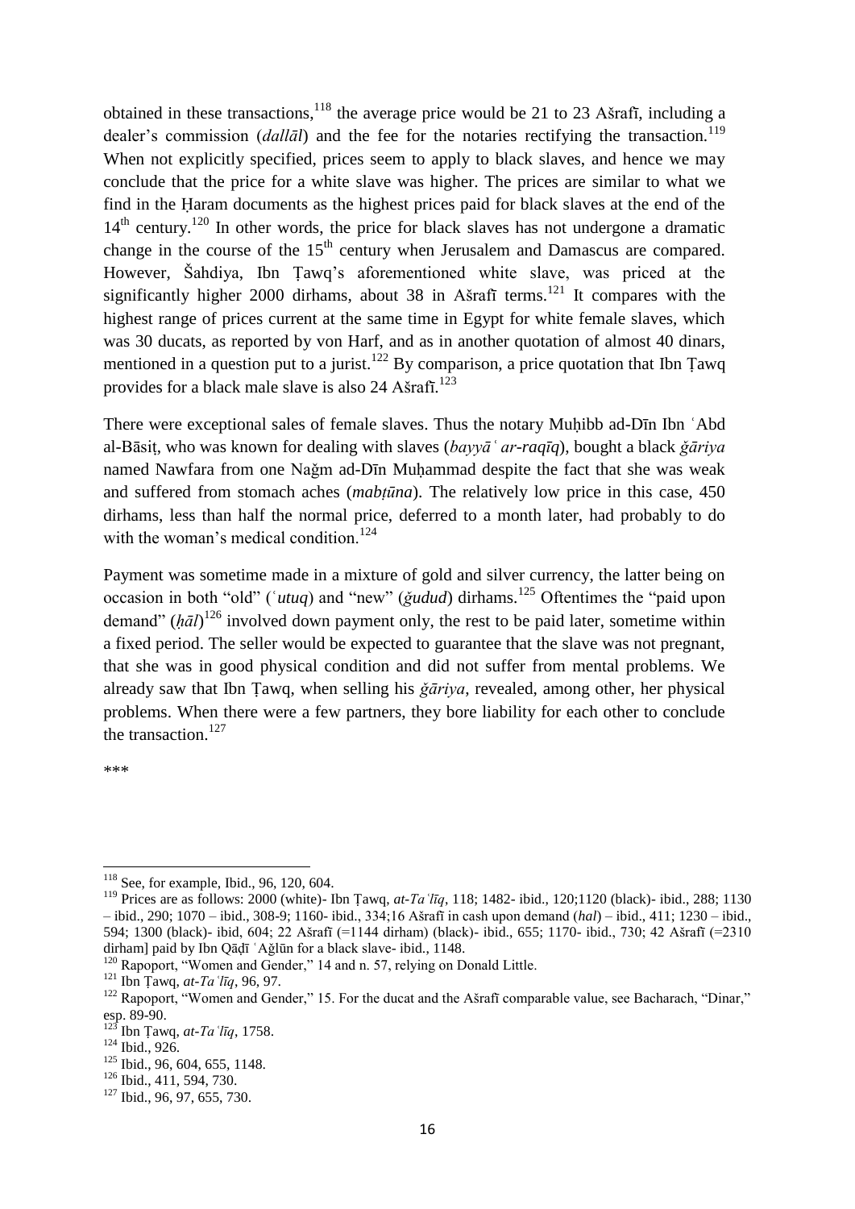obtained in these transactions,[118] the average price would be 21 to 23 Ašrafī, including a dealer's commission (*dallāl*) and the fee for the notaries rectifying the transaction.[119] When not explicitly specified, prices seem to apply to black slaves, and hence we may conclude that the price for a white slave was higher. The prices are similar to what we find in the Ḥaram documents as the highest prices paid for black slaves at the end of the 14th century.[120] In other words, the price for black slaves has not undergone a dramatic change in the course of the 15th century when Jerusalem and Damascus are compared. However, Šahdiya, Ibn Ṭawq's aforementioned white slave, was priced at the significantly higher 2000 dirhams, about 38 in Ašrafī terms.[121] It compares with the highest range of prices current at the same time in Egypt for white female slaves, which was 30 ducats, as reported by von Harf, and as in another quotation of almost 40 dinars, mentioned in a question put to a jurist.[122] By comparison, a price quotation that Ibn Ṭawq provides for a black male slave is also 24 Ašrafī.[123]

There were exceptional sales of female slaves. Thus the notary Muḥibb ad-Dīn Ibn ʿAbd al-Bāsiṭ, who was known for dealing with slaves (*bayyāʿ ar-raqīq*), bought a black *ǧāriya* named Nawfara from one Naǧm ad-Dīn Muḥammad despite the fact that she was weak and suffered from stomach aches (*mabṭūna*). The relatively low price in this case, 450 dirhams, less than half the normal price, deferred to a month later, had probably to do with the woman's medical condition.[124]

Payment was sometime made in a mixture of gold and silver currency, the latter being on occasion in both "old" (*ʿutuq*) and "new" (*ǧudud*) dirhams.[125] Oftentimes the "paid upon demand" (*ḥāl*)[126] involved down payment only, the rest to be paid later, sometime within a fixed period. The seller would be expected to guarantee that the slave was not pregnant, that she was in good physical condition and did not suffer from mental problems. We already saw that Ibn Ṭawq, when selling his *ǧāriya*, revealed, among other, her physical problems. When there were a few partners, they bore liability for each other to conclude the transaction.[127]

***

---

[118] See, for example, Ibid., 96, 120, 604.

[119] Prices are as follows: 2000 (white)- Ibn Ṭawq, *at-Taʿlīq*, 118; 1482- ibid., 120;1120 (black)- ibid., 288; 1130 – ibid., 290; 1070 – ibid., 308-9; 1160- ibid., 334;16 Ašrafī in cash upon demand (*hal*) – ibid., 411; 1230 – ibid., 594; 1300 (black)- ibid, 604; 22 Ašrafī (=1144 dirham) (black)- ibid., 655; 1170- ibid., 730; 42 Ašrafī (=2310 dirham] paid by Ibn Qāḍī ʿAǧlūn for a black slave- ibid., 1148.

[120] Rapoport, "Women and Gender," 14 and n. 57, relying on Donald Little.

[121] Ibn Ṭawq, *at-Taʿlīq*, 96, 97.

[122] Rapoport, "Women and Gender," 15. For the ducat and the Ašrafī comparable value, see Bacharach, "Dinar," esp. 89-90.

[123] Ibn Ṭawq, *at-Taʿlīq*, 1758.

[124] Ibid., 926.

[125] Ibid., 96, 604, 655, 1148.

[126] Ibid., 411, 594, 730.

[127] Ibid., 96, 97, 655, 730.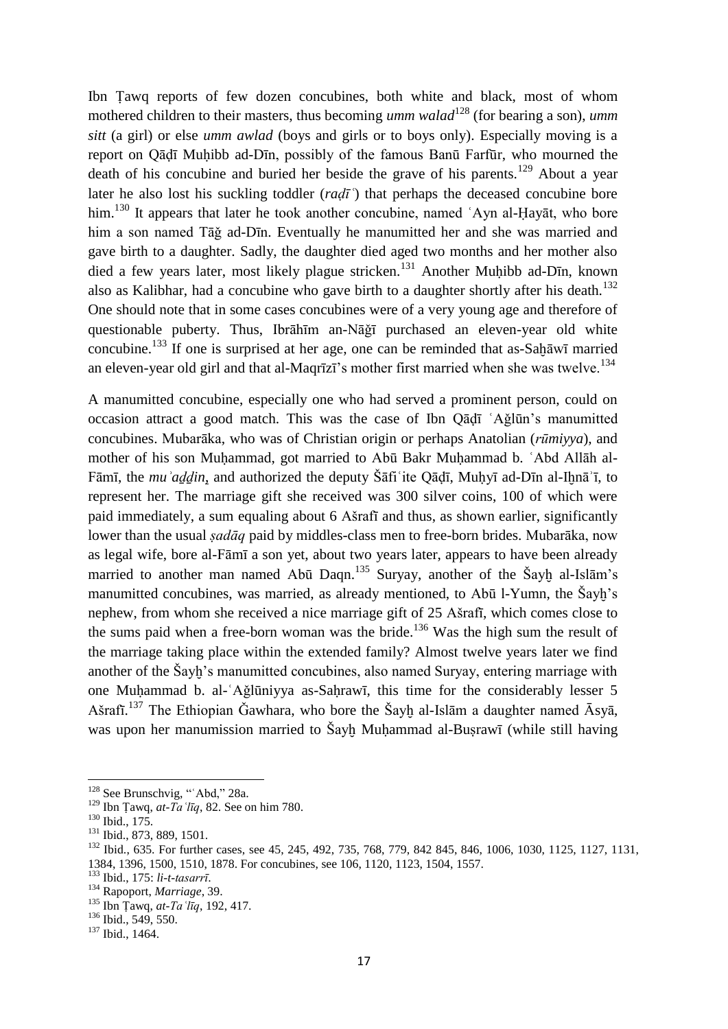Ibn Ṭawq reports of few dozen concubines, both white and black, most of whom mothered children to their masters, thus becoming *umm walad*[128] (for bearing a son), *umm sitt* (a girl) or else *umm awlad* (boys and girls or to boys only). Especially moving is a report on Qāḍī Muḥibb ad-Dīn, possibly of the famous Banū Farfūr, who mourned the death of his concubine and buried her beside the grave of his parents.[129] About a year later he also lost his suckling toddler (*raḍīʿ*) that perhaps the deceased concubine bore him.[130] It appears that later he took another concubine, named ʿAyn al-Ḥayāt, who bore him a son named Tāǧ ad-Dīn. Eventually he manumitted her and she was married and gave birth to a daughter. Sadly, the daughter died aged two months and her mother also died a few years later, most likely plague stricken.[131] Another Muḥibb ad-Dīn, known also as Kalibhar, had a concubine who gave birth to a daughter shortly after his death.[132] One should note that in some cases concubines were of a very young age and therefore of questionable puberty. Thus, Ibrāhīm an-Nāǧī purchased an eleven-year old white concubine.[133] If one is surprised at her age, one can be reminded that as-Saḫāwī married an eleven-year old girl and that al-Maqrīzī's mother first married when she was twelve.[134]

A manumitted concubine, especially one who had served a prominent person, could on occasion attract a good match. This was the case of Ibn Qāḍī ʿAǧlūn's manumitted concubines. Mubarāka, who was of Christian origin or perhaps Anatolian (*rūmiyya*), and mother of his son Muḥammad, got married to Abū Bakr Muḥammad b. ʿAbd Allāh al-Fāmī, the *muʾaḏḏin*, and authorized the deputy Šāfiʿite Qāḍī, Muḥyī ad-Dīn al-Iḫnāʾī, to represent her. The marriage gift she received was 300 silver coins, 100 of which were paid immediately, a sum equaling about 6 Ašrafī and thus, as shown earlier, significantly lower than the usual *ṣadāq* paid by middles-class men to free-born brides. Mubarāka, now as legal wife, bore al-Fāmī a son yet, about two years later, appears to have been already married to another man named Abū Daqn.[135] Suryay, another of the Šayḫ al-Islām's manumitted concubines, was married, as already mentioned, to Abū l-Yumn, the Šayḫ's nephew, from whom she received a nice marriage gift of 25 Ašrafī, which comes close to the sums paid when a free-born woman was the bride.[136] Was the high sum the result of the marriage taking place within the extended family? Almost twelve years later we find another of the Šayḫ's manumitted concubines, also named Suryay, entering marriage with one Muḥammad b. al-ʿAǧlūniyya as-Saḥrawī, this time for the considerably lesser 5 Ašrafī.[137] The Ethiopian Ǧawhara, who bore the Šayḫ al-Islām a daughter named Āsyā, was upon her manumission married to Šayḫ Muḥammad al-Buṣrawī (while still having

---

[128] See Brunschvig, "ʿAbd," 28a.

[129] Ibn Ṭawq, *at-Taʿlīq*, 82. See on him 780.

[130] Ibid., 175.

[131] Ibid., 873, 889, 1501.

[132] Ibid., 635. For further cases, see 45, 245, 492, 735, 768, 779, 842 845, 846, 1006, 1030, 1125, 1127, 1131, 1384, 1396, 1500, 1510, 1878. For concubines, see 106, 1120, 1123, 1504, 1557.

[133] Ibid., 175: *li-t-tasarrī*.

[134] Rapoport, *Marriage*, 39.

[135] Ibn Ṭawq, *at-Taʿlīq*, 192, 417.

[136] Ibid., 549, 550.

[137] Ibid., 1464.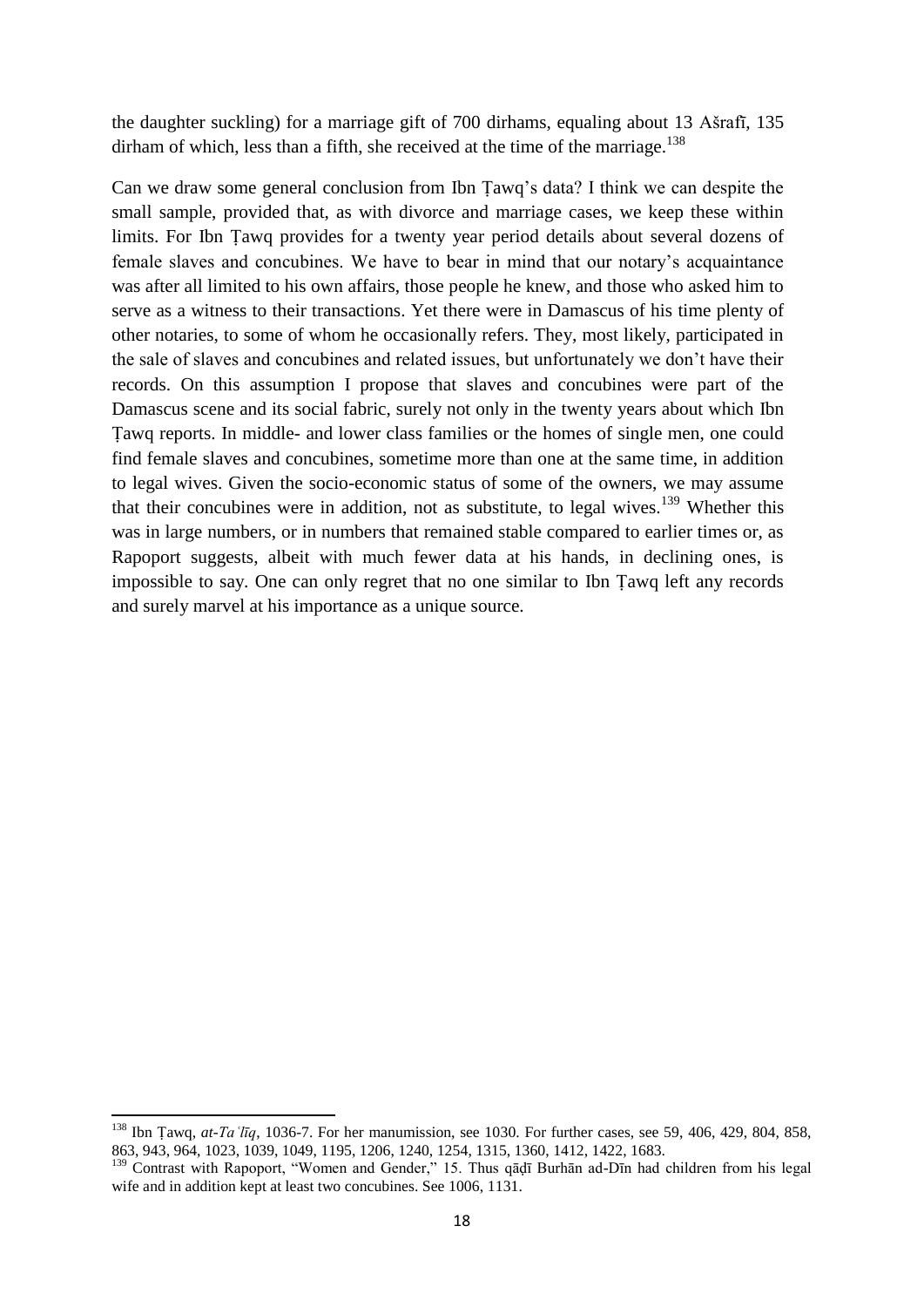the daughter suckling) for a marriage gift of 700 dirhams, equaling about 13 Ašrafī, 135 dirham of which, less than a fifth, she received at the time of the marriage.[138]

Can we draw some general conclusion from Ibn Ṭawq's data? I think we can despite the small sample, provided that, as with divorce and marriage cases, we keep these within limits. For Ibn Ṭawq provides for a twenty year period details about several dozens of female slaves and concubines. We have to bear in mind that our notary's acquaintance was after all limited to his own affairs, those people he knew, and those who asked him to serve as a witness to their transactions. Yet there were in Damascus of his time plenty of other notaries, to some of whom he occasionally refers. They, most likely, participated in the sale of slaves and concubines and related issues, but unfortunately we don't have their records. On this assumption I propose that slaves and concubines were part of the Damascus scene and its social fabric, surely not only in the twenty years about which Ibn Ṭawq reports. In middle- and lower class families or the homes of single men, one could find female slaves and concubines, sometime more than one at the same time, in addition to legal wives. Given the socio-economic status of some of the owners, we may assume that their concubines were in addition, not as substitute, to legal wives.[139] Whether this was in large numbers, or in numbers that remained stable compared to earlier times or, as Rapoport suggests, albeit with much fewer data at his hands, in declining ones, is impossible to say. One can only regret that no one similar to Ibn Ṭawq left any records and surely marvel at his importance as a unique source.

---

[138] Ibn Ṭawq, *at-Taʿlīq*, 1036-7. For her manumission, see 1030. For further cases, see 59, 406, 429, 804, 858, 863, 943, 964, 1023, 1039, 1049, 1195, 1206, 1240, 1254, 1315, 1360, 1412, 1422, 1683.

[139] Contrast with Rapoport, "Women and Gender," 15. Thus qāḍī Burhān ad-Dīn had children from his legal wife and in addition kept at least two concubines. See 1006, 1131.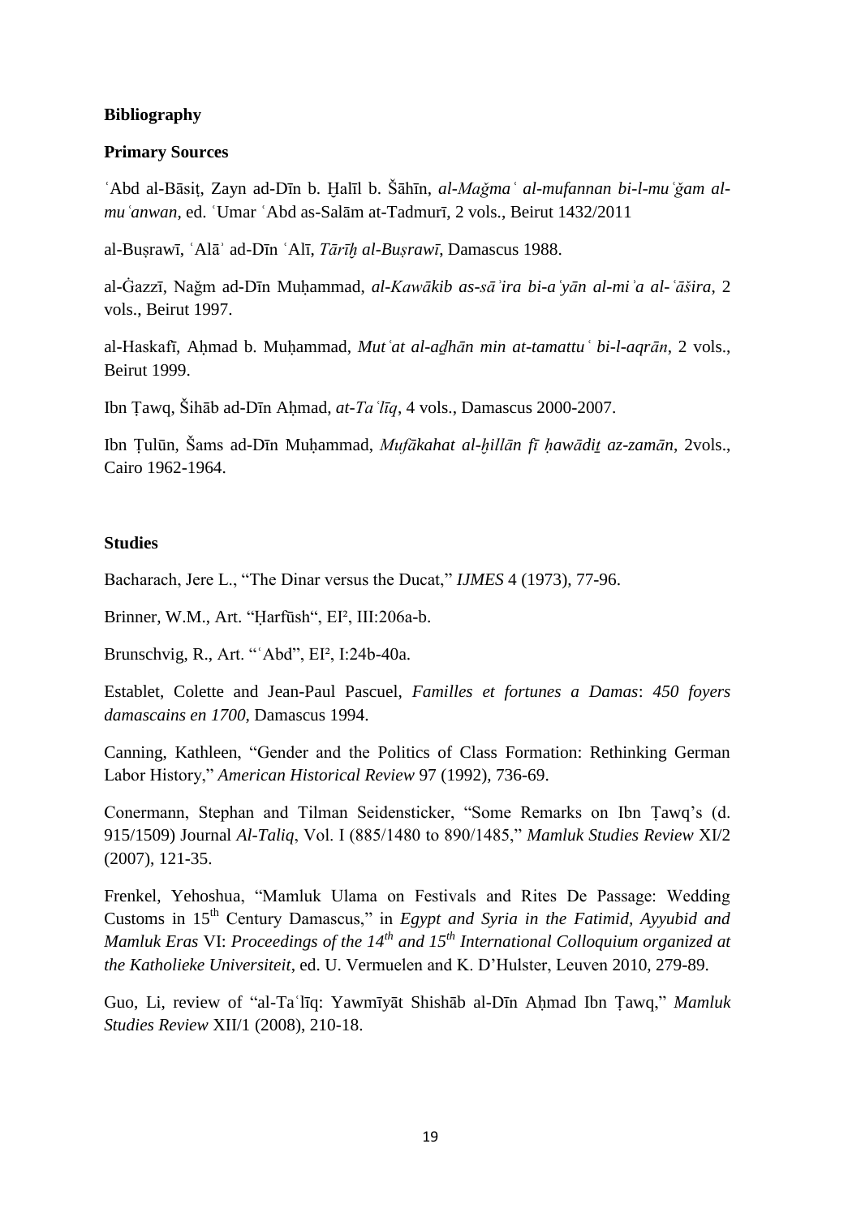**Bibliography**

**Primary Sources**

ʿAbd al-Bāsiṭ, Zayn ad-Dīn b. Ḫalīl b. Šāhīn, *al-Maǧmaʿ al-mufannan bi-l-muʿǧam al-muʿanwan*, ed. ʿUmar ʿAbd as-Salām at-Tadmurī, 2 vols., Beirut 1432/2011

al-Buṣrawī, ʿAlāʾ ad-Dīn ʿAlī, *Tārīḫ al-Buṣrawī*, Damascus 1988.

al-Ġazzī, Naǧm ad-Dīn Muḥammad, *al-Kawākib as-sāʾira bi-aʿyān al-miʾa al-ʿāšira*, 2 vols., Beirut 1997.

al-Haskafī, Aḥmad b. Muḥammad, *Mutʿat al-aḏhān min at-tamattuʿ bi-l-aqrān*, 2 vols., Beirut 1999.

Ibn Ṭawq, Šihāb ad-Dīn Aḥmad, *at-Taʿlīq*, 4 vols., Damascus 2000-2007.

Ibn Ṭulūn, Šams ad-Dīn Muḥammad, *Mufākahat al-ḫillān fī ḥawādiṯ az-zamān*, 2vols., Cairo 1962-1964.

**Studies**

Bacharach, Jere L., "The Dinar versus the Ducat," *IJMES* 4 (1973), 77-96.

Brinner, W.M., Art. "Ḥarfūsh", EI², III:206a-b.

Brunschvig, R., Art. "ʿAbd", EI², I:24b-40a.

Establet, Colette and Jean-Paul Pascuel, *Familles et fortunes a Damas*: *450 foyers damascains en 1700*, Damascus 1994.

Canning, Kathleen, "Gender and the Politics of Class Formation: Rethinking German Labor History," *American Historical Review* 97 (1992), 736-69.

Conermann, Stephan and Tilman Seidensticker, "Some Remarks on Ibn Ṭawq's (d. 915/1509) Journal *Al-Taliq*, Vol. I (885/1480 to 890/1485," *Mamluk Studies Review* XI/2 (2007), 121-35.

Frenkel, Yehoshua, "Mamluk Ulama on Festivals and Rites De Passage: Wedding Customs in 15th Century Damascus," in *Egypt and Syria in the Fatimid, Ayyubid and Mamluk Eras* VI: *Proceedings of the 14th and 15th International Colloquium organized at the Katholieke Universiteit*, ed. U. Vermuelen and K. D'Hulster, Leuven 2010, 279-89.

Guo, Li, review of "al-Taʿlīq: Yawmīyāt Shishāb al-Dīn Aḥmad Ibn Ṭawq," *Mamluk Studies Review* XII/1 (2008), 210-18.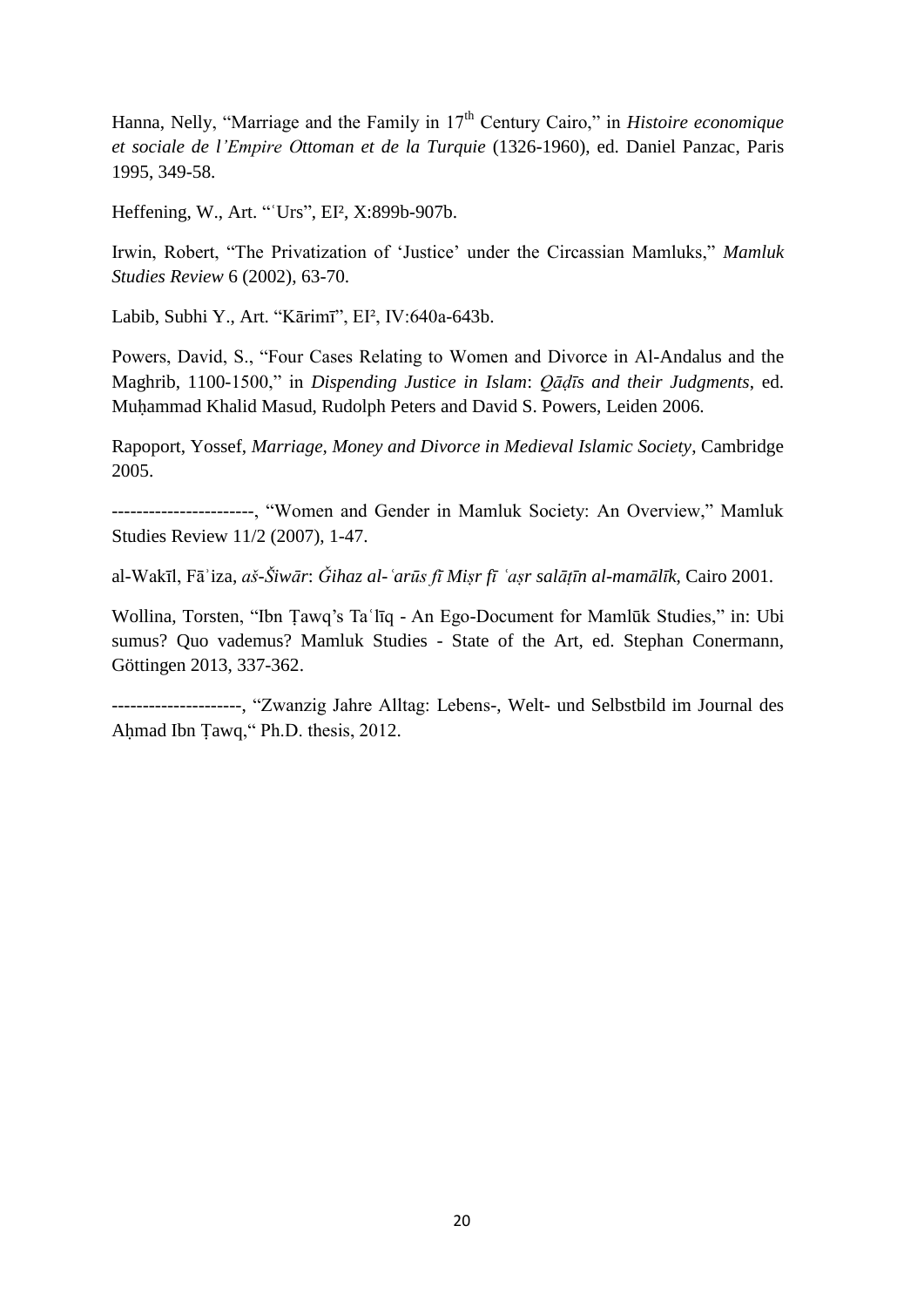Hanna, Nelly, “Marriage and the Family in 17th Century Cairo,” in *Histoire economique et sociale de l'Empire Ottoman et de la Turquie* (1326-1960), ed. Daniel Panzac, Paris 1995, 349-58.

Heffening, W., Art. “ʿUrs”, EI², X:899b-907b.

Irwin, Robert, “The Privatization of ‘Justice’ under the Circassian Mamluks,” *Mamluk Studies Review* 6 (2002), 63-70.

Labib, Subhi Y., Art. “Kārimī”, EI², IV:640a-643b.

Powers, David, S., “Four Cases Relating to Women and Divorce in Al-Andalus and the Maghrib, 1100-1500,” in *Dispending Justice in Islam*: *Qāḍīs and their Judgments*, ed. Muḥammad Khalid Masud, Rudolph Peters and David S. Powers, Leiden 2006.

Rapoport, Yossef, *Marriage, Money and Divorce in Medieval Islamic Society*, Cambridge 2005.

-----------------------, “Women and Gender in Mamluk Society: An Overview,” Mamluk Studies Review 11/2 (2007), 1-47.

al-Wakīl, Fāʾiza, *aš-Šiwār*: *Ǧihaz al-ʿarūs fī Miṣr fī ʿaṣr salāṭīn al-mamālīk*, Cairo 2001.

Wollina, Torsten, “Ibn Ṭawq's Taʿlīq - An Ego-Document for Mamlūk Studies,” in: Ubi sumus? Quo vademus? Mamluk Studies - State of the Art, ed. Stephan Conermann, Göttingen 2013, 337-362.

---------------------, “Zwanzig Jahre Alltag: Lebens-, Welt- und Selbstbild im Journal des Aḥmad Ibn Ṭawq,“ Ph.D. thesis, 2012.